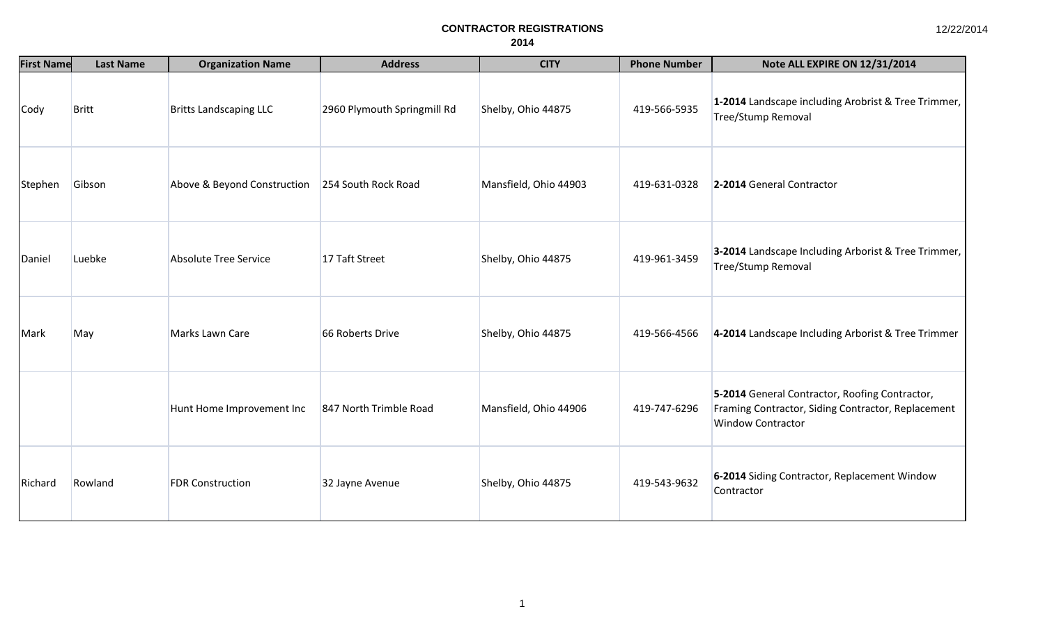# CONTRACTOR REGISTRATIONS

## 2014

12/22/2014

| First Name | Last Name | Organization Name | Address | CITY | Phone Number | Note ALL EXPIRE ON 12/31/2014 |
|---|---|---|---|---|---|---|
| Cody | Britt | Britts Landscaping LLC | 2960 Plymouth Springmill Rd | Shelby, Ohio 44875 | 419-566-5935 | **1-2014** Landscape including Arobrist & Tree Trimmer, Tree/Stump Removal |
| Stephen | Gibson | Above & Beyond Construction | 254 South Rock Road | Mansfield, Ohio 44903 | 419-631-0328 | **2-2014** General Contractor |
| Daniel | Luebke | Absolute Tree Service | 17 Taft Street | Shelby, Ohio 44875 | 419-961-3459 | **3-2014** Landscape Including Arborist & Tree Trimmer, Tree/Stump Removal |
| Mark | May | Marks Lawn Care | 66 Roberts Drive | Shelby, Ohio 44875 | 419-566-4566 | **4-2014** Landscape Including Arborist & Tree Trimmer |
| | | Hunt Home Improvement Inc | 847 North Trimble Road | Mansfield, Ohio 44906 | 419-747-6296 | **5-2014** General Contractor, Roofing Contractor, Framing Contractor, Siding Contractor, Replacement Window Contractor |
| Richard | Rowland | FDR Construction | 32 Jayne Avenue | Shelby, Ohio 44875 | 419-543-9632 | **6-2014** Siding Contractor, Replacement Window Contractor |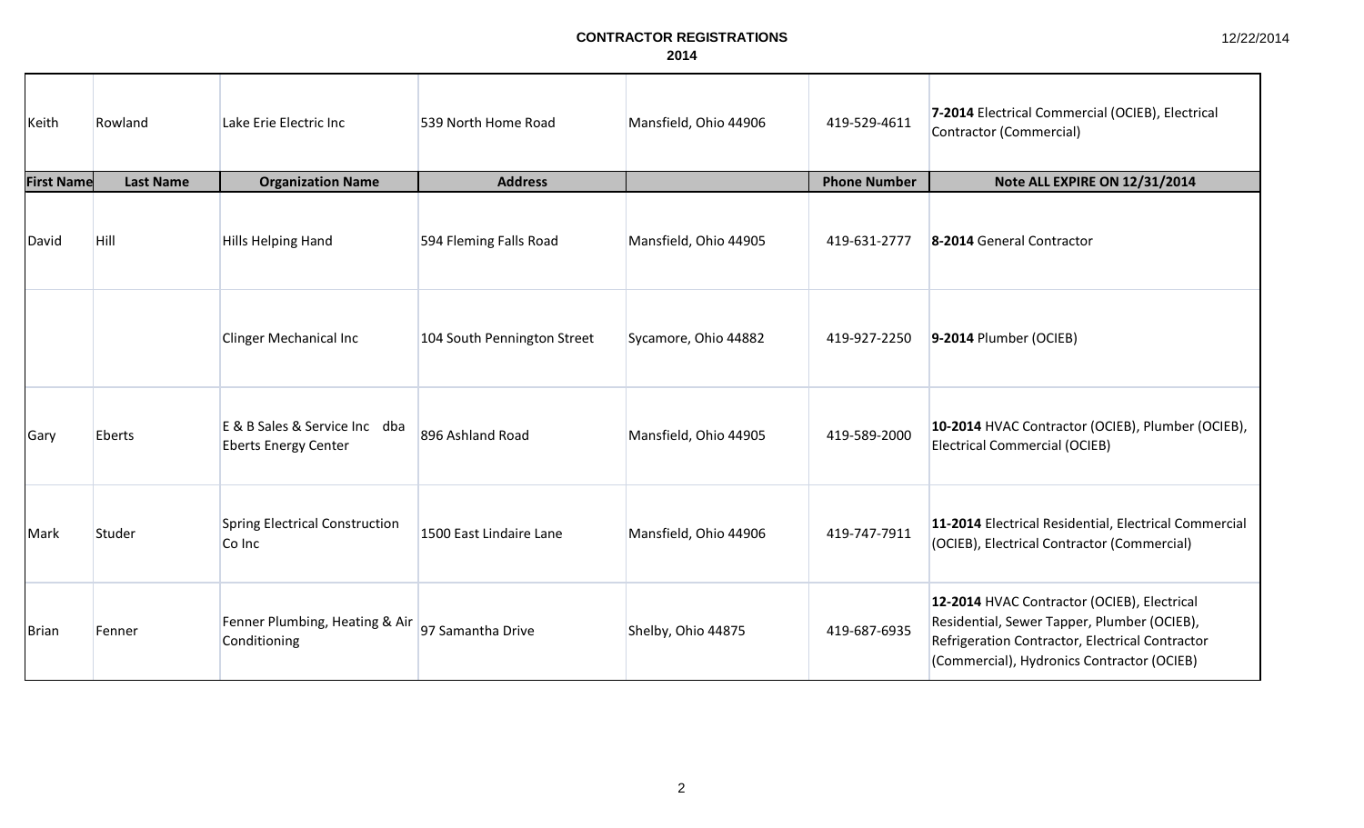| Keith | Rowland | Lake Erie Electric Inc | 539 North Home Road | Mansfield, Ohio 44906 | 419-529-4611 | **7-2014** Electrical Commercial (OCIEB), Electrical Contractor (Commercial) |
|---|---|---|---|---|---|---|
| **First Name** | **Last Name** | **Organization Name** | **Address** | | **Phone Number** | **Note ALL EXPIRE ON 12/31/2014** |
| David | Hill | Hills Helping Hand | 594 Fleming Falls Road | Mansfield, Ohio 44905 | 419-631-2777 | **8-2014** General Contractor |
| | | Clinger Mechanical Inc | 104 South Pennington Street | Sycamore, Ohio 44882 | 419-927-2250 | **9-2014** Plumber (OCIEB) |
| Gary | Eberts | E & B Sales & Service Inc dba Eberts Energy Center | 896 Ashland Road | Mansfield, Ohio 44905 | 419-589-2000 | **10-2014** HVAC Contractor (OCIEB), Plumber (OCIEB), Electrical Commercial (OCIEB) |
| Mark | Studer | Spring Electrical Construction Co Inc | 1500 East Lindaire Lane | Mansfield, Ohio 44906 | 419-747-7911 | **11-2014** Electrical Residential, Electrical Commercial (OCIEB), Electrical Contractor (Commercial) |
| Brian | Fenner | Fenner Plumbing, Heating & Air Conditioning | 97 Samantha Drive | Shelby, Ohio 44875 | 419-687-6935 | **12-2014** HVAC Contractor (OCIEB), Electrical Residential, Sewer Tapper, Plumber (OCIEB), Refrigeration Contractor, Electrical Contractor (Commercial), Hydronics Contractor (OCIEB) |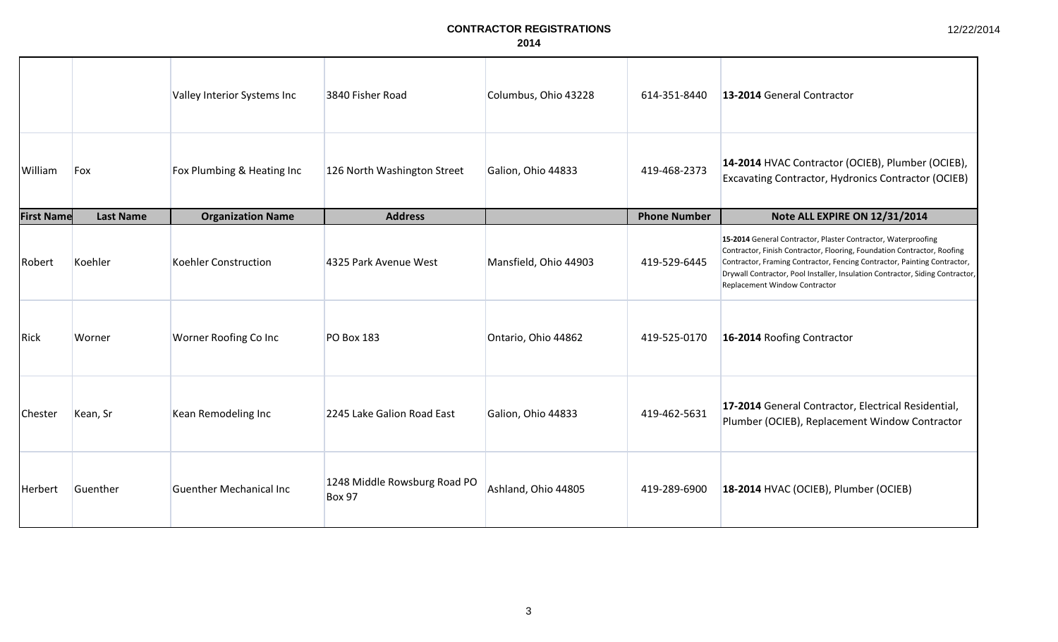**CONTRACTOR REGISTRATIONS**
**2014**

| | | Valley Interior Systems Inc | 3840 Fisher Road | Columbus, Ohio 43228 | 614-351-8440 | **13-2014** General Contractor |
|---|---|---|---|---|---|---|
| William | Fox | Fox Plumbing & Heating Inc | 126 North Washington Street | Galion, Ohio 44833 | 419-468-2373 | **14-2014** HVAC Contractor (OCIEB), Plumber (OCIEB), Excavating Contractor, Hydronics Contractor (OCIEB) |

| First Name | Last Name | Organization Name | Address | | Phone Number | Note ALL EXPIRE ON 12/31/2014 |
|---|---|---|---|---|---|---|
| Robert | Koehler | Koehler Construction | 4325 Park Avenue West | Mansfield, Ohio 44903 | 419-529-6445 | **15-2014** General Contractor, Plaster Contractor, Waterproofing Contractor, Finish Contractor, Flooring, Foundation Contractor, Roofing Contractor, Framing Contractor, Fencing Contractor, Painting Contractor, Drywall Contractor, Pool Installer, Insulation Contractor, Siding Contractor, Replacement Window Contractor |
| Rick | Worner | Worner Roofing Co Inc | PO Box 183 | Ontario, Ohio 44862 | 419-525-0170 | **16-2014** Roofing Contractor |
| Chester | Kean, Sr | Kean Remodeling Inc | 2245 Lake Galion Road East | Galion, Ohio 44833 | 419-462-5631 | **17-2014** General Contractor, Electrical Residential, Plumber (OCIEB), Replacement Window Contractor |
| Herbert | Guenther | Guenther Mechanical Inc | 1248 Middle Rowsburg Road PO Box 97 | Ashland, Ohio 44805 | 419-289-6900 | **18-2014** HVAC (OCIEB), Plumber (OCIEB) |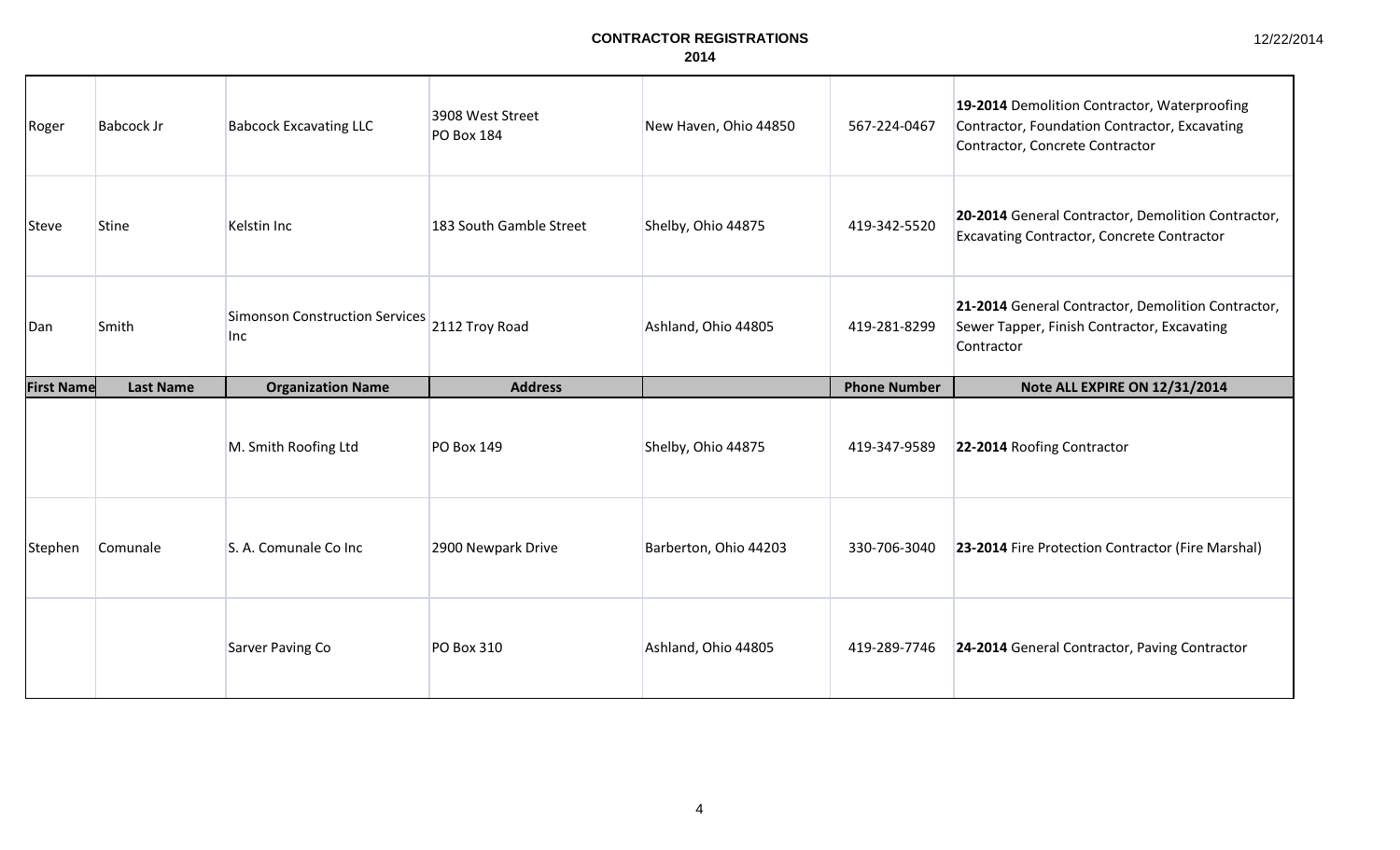# CONTRACTOR REGISTRATIONS
## 2014

| First Name | Last Name | Organization Name | Address | | Phone Number | Note ALL EXPIRE ON 12/31/2014 |
|---|---|---|---|---|---|---|
| Roger | Babcock Jr | Babcock Excavating LLC | 3908 West Street PO Box 184 | New Haven, Ohio 44850 | 567-224-0467 | **19-2014** Demolition Contractor, Waterproofing Contractor, Foundation Contractor, Excavating Contractor, Concrete Contractor |
| Steve | Stine | Kelstin Inc | 183 South Gamble Street | Shelby, Ohio 44875 | 419-342-5520 | **20-2014** General Contractor, Demolition Contractor, Excavating Contractor, Concrete Contractor |
| Dan | Smith | Simonson Construction Services Inc | 2112 Troy Road | Ashland, Ohio 44805 | 419-281-8299 | **21-2014** General Contractor, Demolition Contractor, Sewer Tapper, Finish Contractor, Excavating Contractor |
| | | M. Smith Roofing Ltd | PO Box 149 | Shelby, Ohio 44875 | 419-347-9589 | **22-2014** Roofing Contractor |
| Stephen | Comunale | S. A. Comunale Co Inc | 2900 Newpark Drive | Barberton, Ohio 44203 | 330-706-3040 | **23-2014** Fire Protection Contractor (Fire Marshal) |
| | | Sarver Paving Co | PO Box 310 | Ashland, Ohio 44805 | 419-289-7746 | **24-2014** General Contractor, Paving Contractor |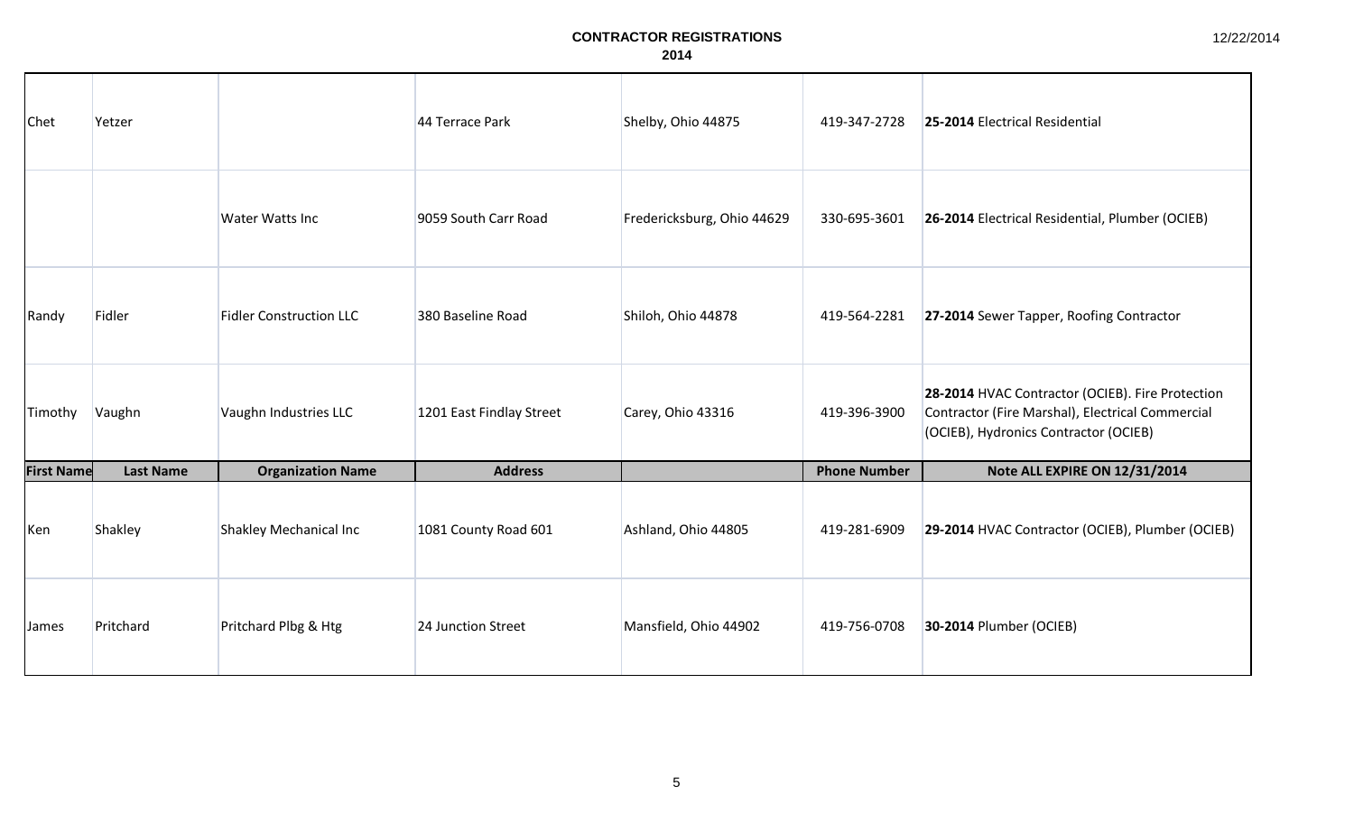# CONTRACTOR REGISTRATIONS
## 2014

| First Name | Last Name | Organization Name | Address | | Phone Number | Note ALL EXPIRE ON 12/31/2014 |
|---|---|---|---|---|---|---|
| Chet | Yetzer | | 44 Terrace Park | Shelby, Ohio 44875 | 419-347-2728 | **25-2014** Electrical Residential |
| | | Water Watts Inc | 9059 South Carr Road | Fredericksburg, Ohio 44629 | 330-695-3601 | **26-2014** Electrical Residential, Plumber (OCIEB) |
| Randy | Fidler | Fidler Construction LLC | 380 Baseline Road | Shiloh, Ohio 44878 | 419-564-2281 | **27-2014** Sewer Tapper, Roofing Contractor |
| Timothy | Vaughn | Vaughn Industries LLC | 1201 East Findlay Street | Carey, Ohio 43316 | 419-396-3900 | **28-2014** HVAC Contractor (OCIEB). Fire Protection Contractor (Fire Marshal), Electrical Commercial (OCIEB), Hydronics Contractor (OCIEB) |
| Ken | Shakley | Shakley Mechanical Inc | 1081 County Road 601 | Ashland, Ohio 44805 | 419-281-6909 | **29-2014** HVAC Contractor (OCIEB), Plumber (OCIEB) |
| James | Pritchard | Pritchard Plbg & Htg | 24 Junction Street | Mansfield, Ohio 44902 | 419-756-0708 | **30-2014** Plumber (OCIEB) |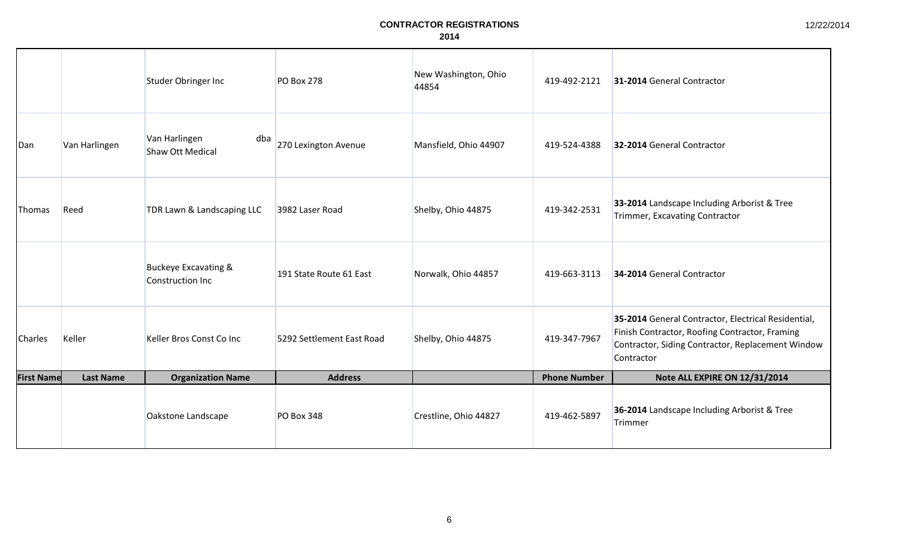# CONTRACTOR REGISTRATIONS
## 2014

| First Name | Last Name | Organization Name | Address | | Phone Number | Note ALL EXPIRE ON 12/31/2014 |
|---|---|---|---|---|---|---|
| | | Studer Obringer Inc | PO Box 278 | New Washington, Ohio 44854 | 419-492-2121 | **31-2014** General Contractor |
| Dan | Van Harlingen | Van Harlingen dba Shaw Ott Medical | 270 Lexington Avenue | Mansfield, Ohio 44907 | 419-524-4388 | **32-2014** General Contractor |
| Thomas | Reed | TDR Lawn & Landscaping LLC | 3982 Laser Road | Shelby, Ohio 44875 | 419-342-2531 | **33-2014** Landscape Including Arborist & Tree Trimmer, Excavating Contractor |
| | | Buckeye Excavating & Construction Inc | 191 State Route 61 East | Norwalk, Ohio 44857 | 419-663-3113 | **34-2014** General Contractor |
| Charles | Keller | Keller Bros Const Co Inc | 5292 Settlement East Road | Shelby, Ohio 44875 | 419-347-7967 | **35-2014** General Contractor, Electrical Residential, Finish Contractor, Roofing Contractor, Framing Contractor, Siding Contractor, Replacement Window Contractor |
| | | Oakstone Landscape | PO Box 348 | Crestline, Ohio 44827 | 419-462-5897 | **36-2014** Landscape Including Arborist & Tree Trimmer |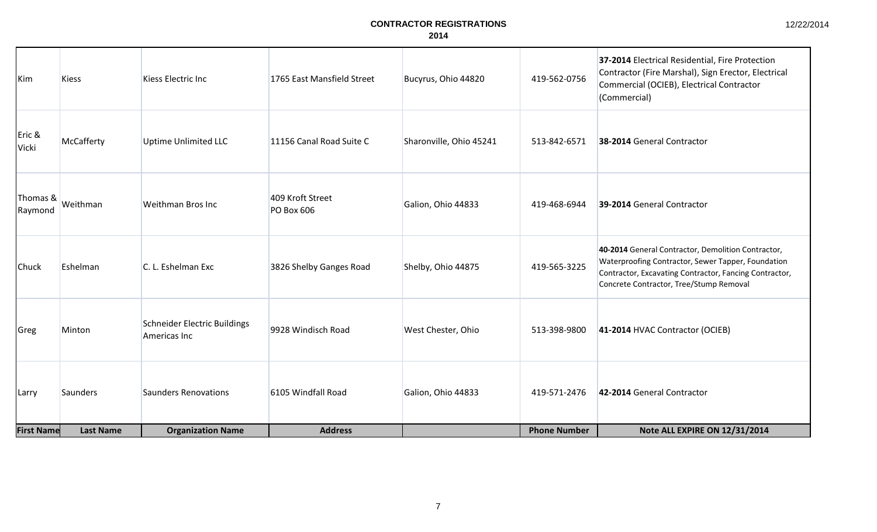# CONTRACTOR REGISTRATIONS
## 2014

| First Name | Last Name | Organization Name | Address | | Phone Number | Note ALL EXPIRE ON 12/31/2014 |
|---|---|---|---|---|---|---|
| Kim | Kiess | Kiess Electric Inc | 1765 East Mansfield Street | Bucyrus, Ohio 44820 | 419-562-0756 | **37-2014** Electrical Residential, Fire Protection Contractor (Fire Marshal), Sign Erector, Electrical Commercial (OCIEB), Electrical Contractor (Commercial) |
| Eric & Vicki | McCafferty | Uptime Unlimited LLC | 11156 Canal Road Suite C | Sharonville, Ohio 45241 | 513-842-6571 | **38-2014** General Contractor |
| Thomas & Raymond | Weithman | Weithman Bros Inc | 409 Kroft Street PO Box 606 | Galion, Ohio 44833 | 419-468-6944 | **39-2014** General Contractor |
| Chuck | Eshelman | C. L. Eshelman Exc | 3826 Shelby Ganges Road | Shelby, Ohio 44875 | 419-565-3225 | **40-2014** General Contractor, Demolition Contractor, Waterproofing Contractor, Sewer Tapper, Foundation Contractor, Excavating Contractor, Fancing Contractor, Concrete Contractor, Tree/Stump Removal |
| Greg | Minton | Schneider Electric Buildings Americas Inc | 9928 Windisch Road | West Chester, Ohio | 513-398-9800 | **41-2014** HVAC Contractor (OCIEB) |
| Larry | Saunders | Saunders Renovations | 6105 Windfall Road | Galion, Ohio 44833 | 419-571-2476 | **42-2014** General Contractor |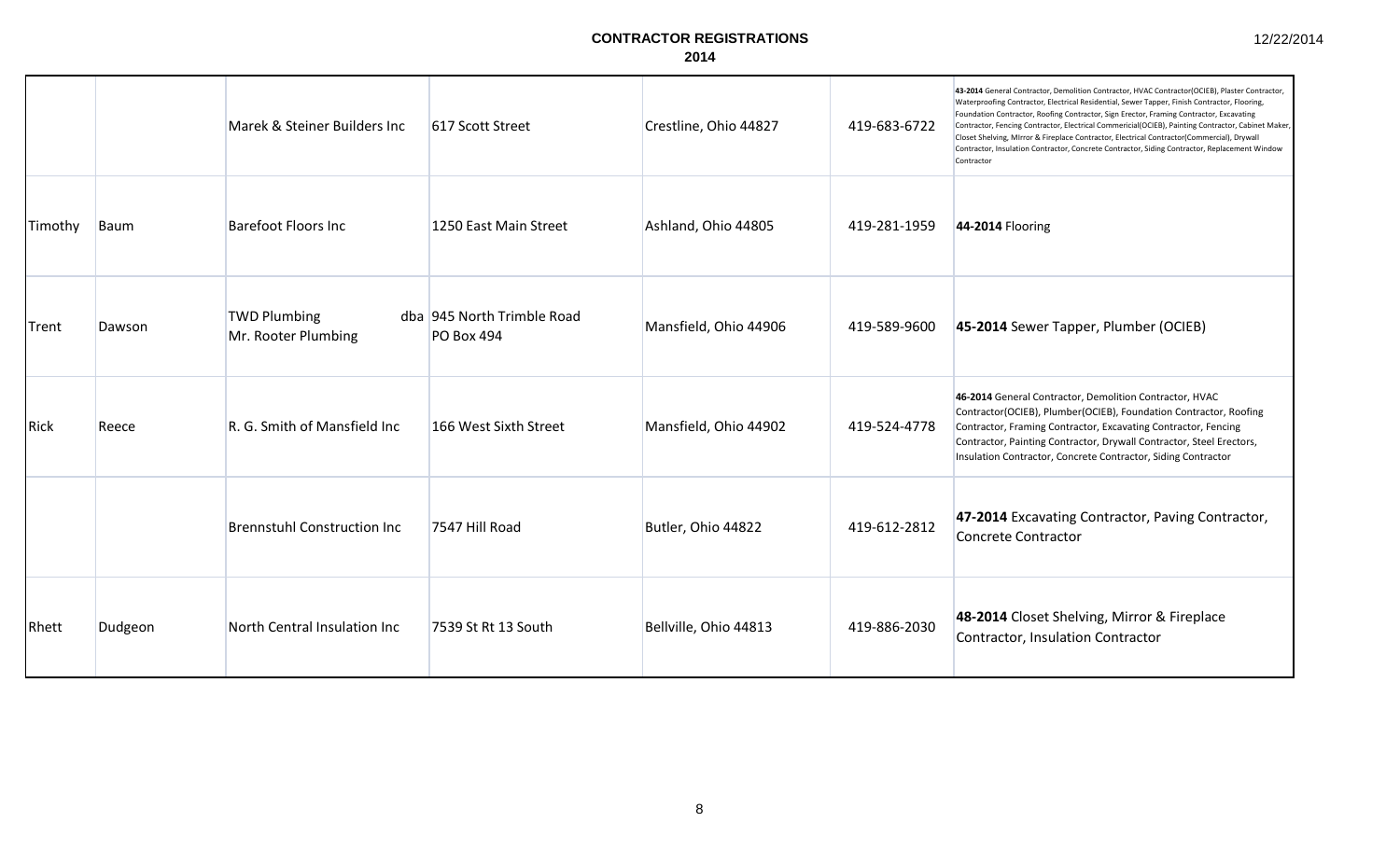# CONTRACTOR REGISTRATIONS
## 2014

| | | | | | | |
|---|---|---|---|---|---|---|
| | | Marek & Steiner Builders Inc | 617 Scott Street | Crestline, Ohio 44827 | 419-683-6722 | **43-2014** General Contractor, Demolition Contractor, HVAC Contractor(OCIEB), Plaster Contractor, Waterproofing Contractor, Electrical Residential, Sewer Tapper, Finish Contractor, Flooring, Foundation Contractor, Roofing Contractor, Sign Erector, Framing Contractor, Excavating Contractor, Fencing Contractor, Electrical Commericial(OCIEB), Painting Contractor, Cabinet Maker, Closet Shelving, Mirror & Fireplace Contractor, Electrical Contractor(Commercial), Drywall Contractor, Insulation Contractor, Concrete Contractor, Siding Contractor, Replacement Window Contractor |
| Timothy | Baum | Barefoot Floors Inc | 1250 East Main Street | Ashland, Ohio 44805 | 419-281-1959 | **44-2014** Flooring |
| Trent | Dawson | TWD Plumbing dba Mr. Rooter Plumbing | 945 North Trimble Road PO Box 494 | Mansfield, Ohio 44906 | 419-589-9600 | **45-2014** Sewer Tapper, Plumber (OCIEB) |
| Rick | Reece | R. G. Smith of Mansfield Inc | 166 West Sixth Street | Mansfield, Ohio 44902 | 419-524-4778 | **46-2014** General Contractor, Demolition Contractor, HVAC Contractor(OCIEB), Plumber(OCIEB), Foundation Contractor, Roofing Contractor, Framing Contractor, Excavating Contractor, Fencing Contractor, Painting Contractor, Drywall Contractor, Steel Erectors, Insulation Contractor, Concrete Contractor, Siding Contractor |
| | | Brennstuhl Construction Inc | 7547 Hill Road | Butler, Ohio 44822 | 419-612-2812 | **47-2014** Excavating Contractor, Paving Contractor, Concrete Contractor |
| Rhett | Dudgeon | North Central Insulation Inc | 7539 St Rt 13 South | Bellville, Ohio 44813 | 419-886-2030 | **48-2014** Closet Shelving, Mirror & Fireplace Contractor, Insulation Contractor |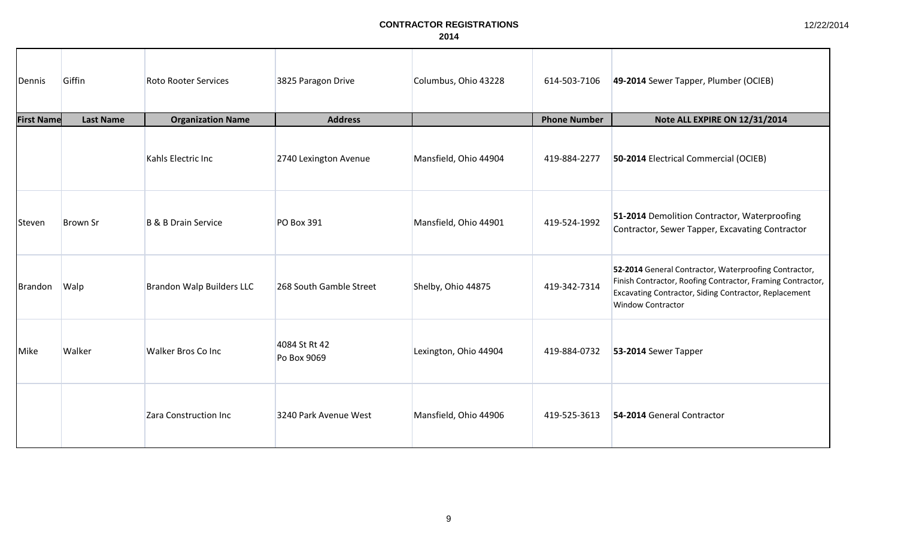**CONTRACTOR REGISTRATIONS**
**2014**

12/22/2014

| First Name | Last Name | Organization Name | Address | | Phone Number | Note ALL EXPIRE ON 12/31/2014 |
|---|---|---|---|---|---|---|
| Dennis | Giffin | Roto Rooter Services | 3825 Paragon Drive | Columbus, Ohio 43228 | 614-503-7106 | **49-2014** Sewer Tapper, Plumber (OCIEB) |
| | | Kahls Electric Inc | 2740 Lexington Avenue | Mansfield, Ohio 44904 | 419-884-2277 | **50-2014** Electrical Commercial (OCIEB) |
| Steven | Brown Sr | B & B Drain Service | PO Box 391 | Mansfield, Ohio 44901 | 419-524-1992 | **51-2014** Demolition Contractor, Waterproofing Contractor, Sewer Tapper, Excavating Contractor |
| Brandon | Walp | Brandon Walp Builders LLC | 268 South Gamble Street | Shelby, Ohio 44875 | 419-342-7314 | **52-2014** General Contractor, Waterproofing Contractor, Finish Contractor, Roofing Contractor, Framing Contractor, Excavating Contractor, Siding Contractor, Replacement Window Contractor |
| Mike | Walker | Walker Bros Co Inc | 4084 St Rt 42<br>Po Box 9069 | Lexington, Ohio 44904 | 419-884-0732 | **53-2014** Sewer Tapper |
| | | Zara Construction Inc | 3240 Park Avenue West | Mansfield, Ohio 44906 | 419-525-3613 | **54-2014** General Contractor |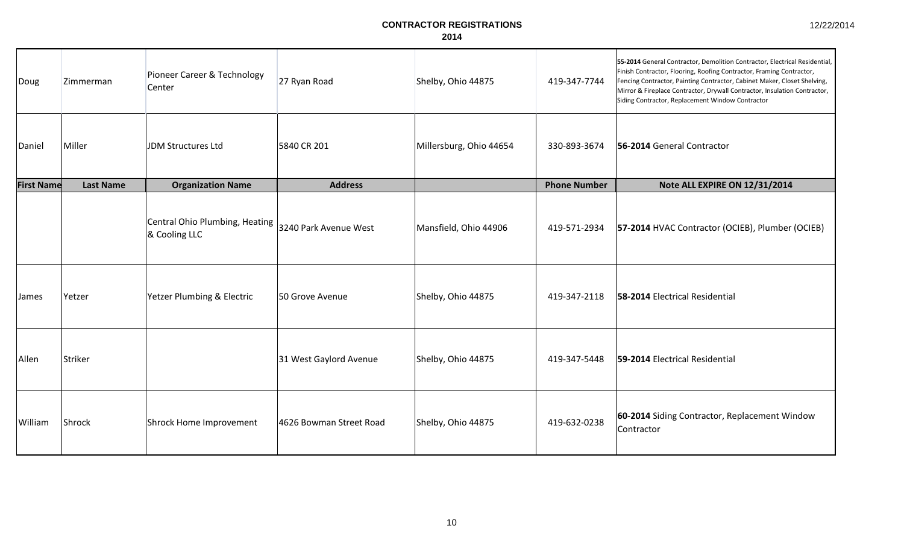# CONTRACTOR REGISTRATIONS
## 2014

| First Name | Last Name | Organization Name | Address | | Phone Number | Note ALL EXPIRE ON 12/31/2014 |
|---|---|---|---|---|---|---|
| Doug | Zimmerman | Pioneer Career & Technology Center | 27 Ryan Road | Shelby, Ohio 44875 | 419-347-7744 | **55-2014** General Contractor, Demolition Contractor, Electrical Residential, Finish Contractor, Flooring, Roofing Contractor, Framing Contractor, Fencing Contractor, Painting Contractor, Cabinet Maker, Closet Shelving, Mirror & Fireplace Contractor, Drywall Contractor, Insulation Contractor, Siding Contractor, Replacement Window Contractor |
| Daniel | Miller | JDM Structures Ltd | 5840 CR 201 | Millersburg, Ohio 44654 | 330-893-3674 | **56-2014** General Contractor |
| | | Central Ohio Plumbing, Heating & Cooling LLC | 3240 Park Avenue West | Mansfield, Ohio 44906 | 419-571-2934 | **57-2014** HVAC Contractor (OCIEB), Plumber (OCIEB) |
| James | Yetzer | Yetzer Plumbing & Electric | 50 Grove Avenue | Shelby, Ohio 44875 | 419-347-2118 | **58-2014** Electrical Residential |
| Allen | Striker | | 31 West Gaylord Avenue | Shelby, Ohio 44875 | 419-347-5448 | **59-2014** Electrical Residential |
| William | Shrock | Shrock Home Improvement | 4626 Bowman Street Road | Shelby, Ohio 44875 | 419-632-0238 | **60-2014** Siding Contractor, Replacement Window Contractor |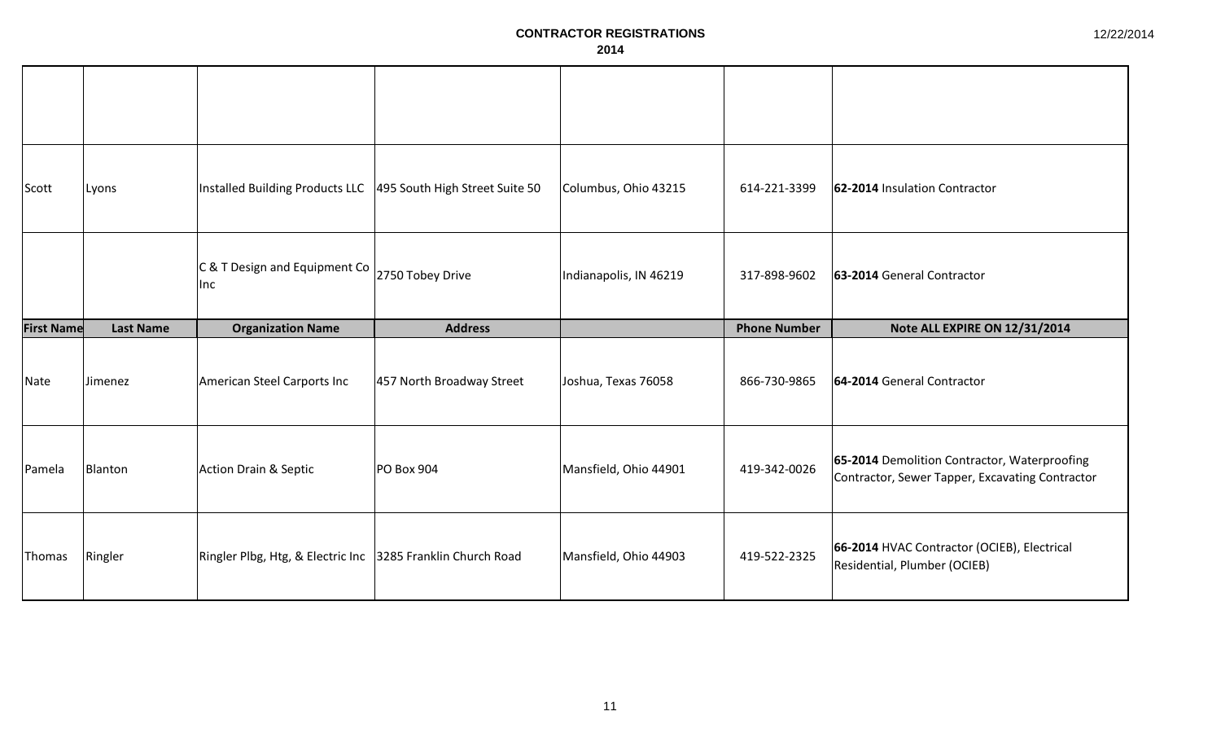# CONTRACTOR REGISTRATIONS
## 2014

| | | | | | | |
|---|---|---|---|---|---|---|
| | | | | | | |
| Scott | Lyons | Installed Building Products LLC | 495 South High Street Suite 50 | Columbus, Ohio 43215 | 614-221-3399 | **62-2014** Insulation Contractor |
| | | C & T Design and Equipment Co Inc | 2750 Tobey Drive | Indianapolis, IN 46219 | 317-898-9602 | **63-2014** General Contractor |

| First Name | Last Name | Organization Name | Address | | Phone Number | Note ALL EXPIRE ON 12/31/2014 |
|---|---|---|---|---|---|---|
| Nate | Jimenez | American Steel Carports Inc | 457 North Broadway Street | Joshua, Texas 76058 | 866-730-9865 | **64-2014** General Contractor |
| Pamela | Blanton | Action Drain & Septic | PO Box 904 | Mansfield, Ohio 44901 | 419-342-0026 | **65-2014** Demolition Contractor, Waterproofing Contractor, Sewer Tapper, Excavating Contractor |
| Thomas | Ringler | Ringler Plbg, Htg, & Electric Inc | 3285 Franklin Church Road | Mansfield, Ohio 44903 | 419-522-2325 | **66-2014** HVAC Contractor (OCIEB), Electrical Residential, Plumber (OCIEB) |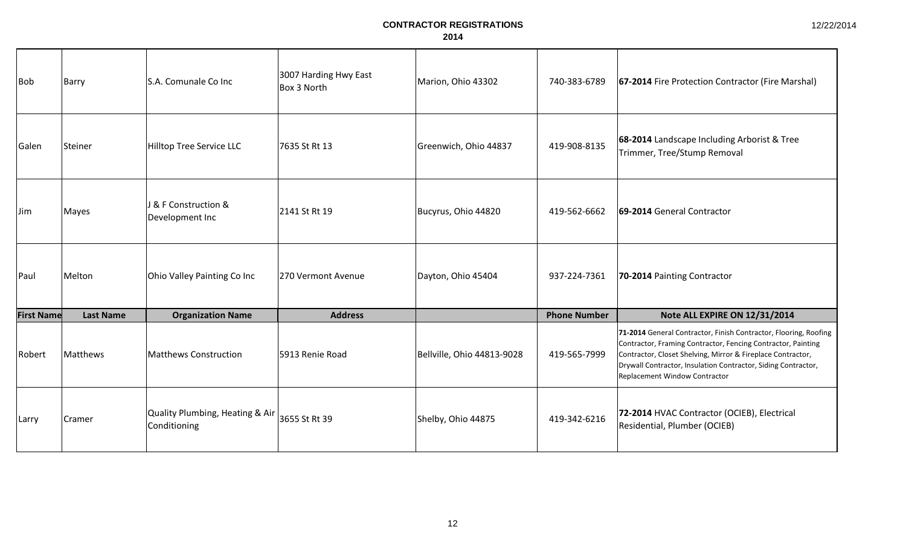# CONTRACTOR REGISTRATIONS

## 2014

| First Name | Last Name | Organization Name | Address | | Phone Number | Note ALL EXPIRE ON 12/31/2014 |
|---|---|---|---|---|---|---|
| Bob | Barry | S.A. Comunale Co Inc | 3007 Harding Hwy East Box 3 North | Marion, Ohio 43302 | 740-383-6789 | **67-2014** Fire Protection Contractor (Fire Marshal) |
| Galen | Steiner | Hilltop Tree Service LLC | 7635 St Rt 13 | Greenwich, Ohio 44837 | 419-908-8135 | **68-2014** Landscape Including Arborist & Tree Trimmer, Tree/Stump Removal |
| Jim | Mayes | J & F Construction & Development Inc | 2141 St Rt 19 | Bucyrus, Ohio 44820 | 419-562-6662 | **69-2014** General Contractor |
| Paul | Melton | Ohio Valley Painting Co Inc | 270 Vermont Avenue | Dayton, Ohio 45404 | 937-224-7361 | **70-2014** Painting Contractor |
| Robert | Matthews | Matthews Construction | 5913 Renie Road | Bellville, Ohio 44813-9028 | 419-565-7999 | **71-2014** General Contractor, Finish Contractor, Flooring, Roofing Contractor, Framing Contractor, Fencing Contractor, Painting Contractor, Closet Shelving, Mirror & Fireplace Contractor, Drywall Contractor, Insulation Contractor, Siding Contractor, Replacement Window Contractor |
| Larry | Cramer | Quality Plumbing, Heating & Air Conditioning | 3655 St Rt 39 | Shelby, Ohio 44875 | 419-342-6216 | **72-2014** HVAC Contractor (OCIEB), Electrical Residential, Plumber (OCIEB) |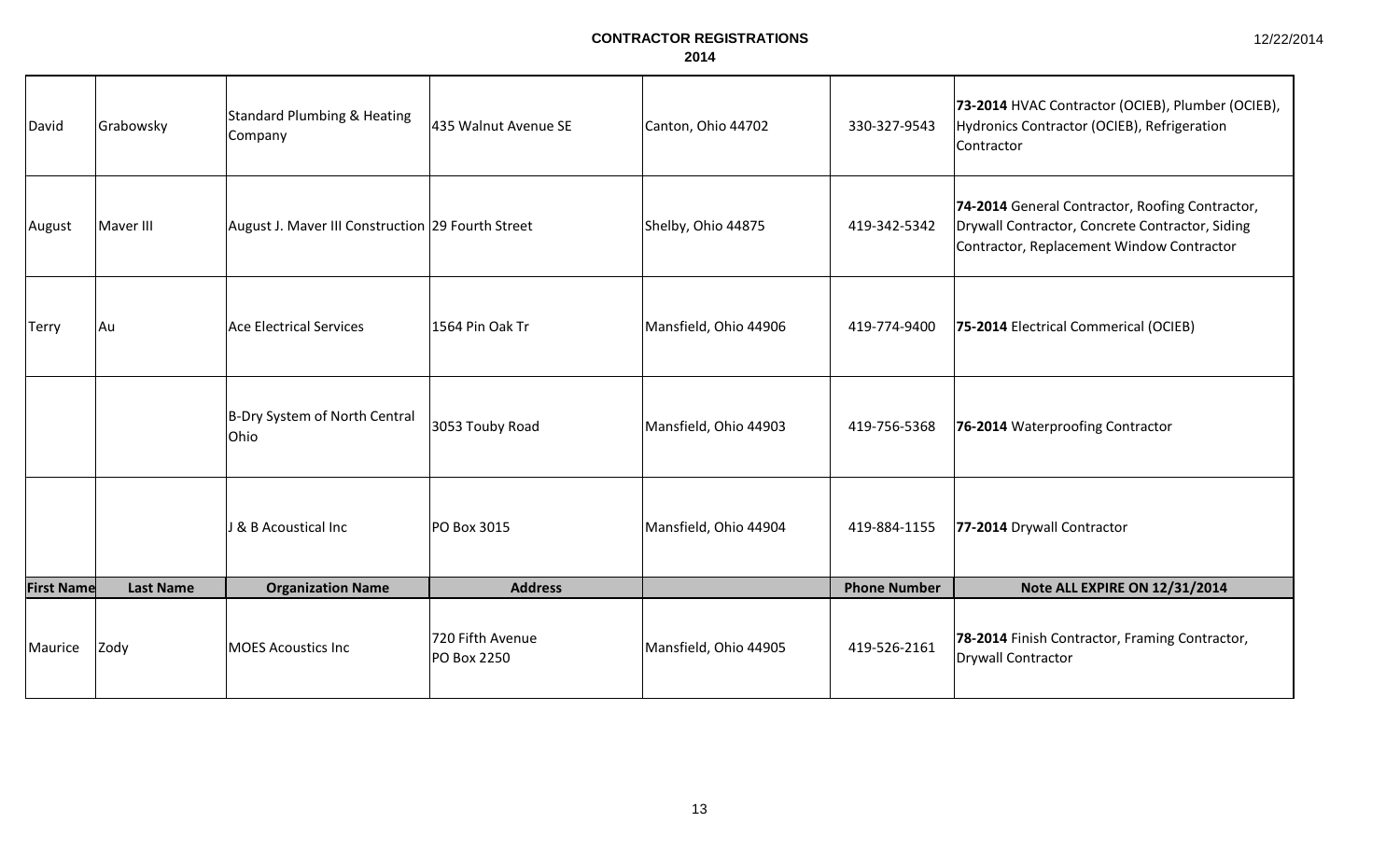# CONTRACTOR REGISTRATIONS
## 2014

| First Name | Last Name | Organization Name | Address | | Phone Number | Note ALL EXPIRE ON 12/31/2014 |
|---|---|---|---|---|---|---|
| David | Grabowsky | Standard Plumbing & Heating Company | 435 Walnut Avenue SE | Canton, Ohio 44702 | 330-327-9543 | **73-2014** HVAC Contractor (OCIEB), Plumber (OCIEB), Hydronics Contractor (OCIEB), Refrigeration Contractor |
| August | Maver III | August J. Maver III Construction | 29 Fourth Street | Shelby, Ohio 44875 | 419-342-5342 | **74-2014** General Contractor, Roofing Contractor, Drywall Contractor, Concrete Contractor, Siding Contractor, Replacement Window Contractor |
| Terry | Au | Ace Electrical Services | 1564 Pin Oak Tr | Mansfield, Ohio 44906 | 419-774-9400 | **75-2014** Electrical Commerical (OCIEB) |
| | | B-Dry System of North Central Ohio | 3053 Touby Road | Mansfield, Ohio 44903 | 419-756-5368 | **76-2014** Waterproofing Contractor |
| | | J & B Acoustical Inc | PO Box 3015 | Mansfield, Ohio 44904 | 419-884-1155 | **77-2014** Drywall Contractor |
| Maurice | Zody | MOES Acoustics Inc | 720 Fifth Avenue PO Box 2250 | Mansfield, Ohio 44905 | 419-526-2161 | **78-2014** Finish Contractor, Framing Contractor, Drywall Contractor |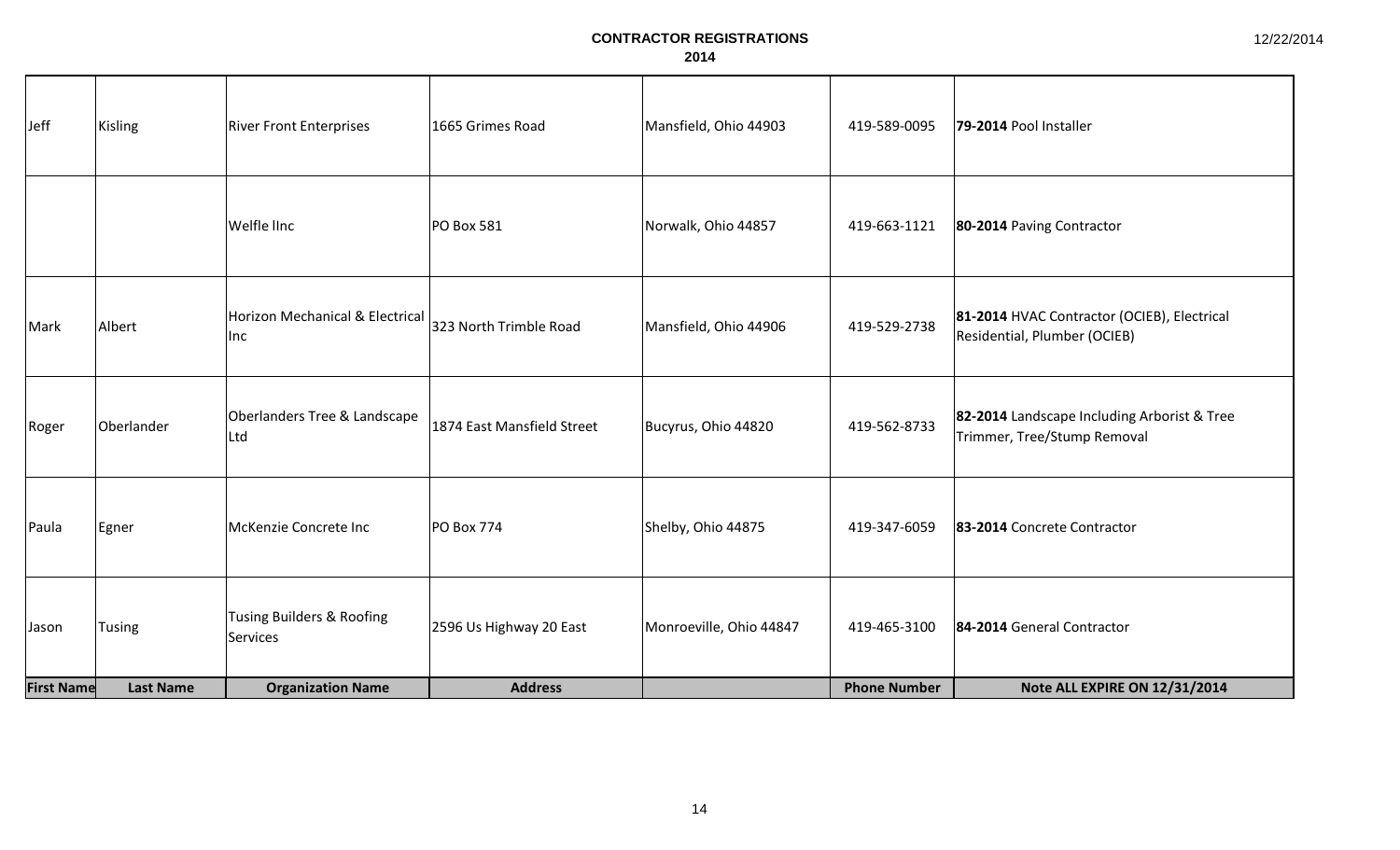# CONTRACTOR REGISTRATIONS
## 2014

| First Name | Last Name | Organization Name | Address | | Phone Number | Note ALL EXPIRE ON 12/31/2014 |
|---|---|---|---|---|---|---|
| Jeff | Kisling | River Front Enterprises | 1665 Grimes Road | Mansfield, Ohio 44903 | 419-589-0095 | **79-2014** Pool Installer |
| | | Welfle lInc | PO Box 581 | Norwalk, Ohio 44857 | 419-663-1121 | **80-2014** Paving Contractor |
| Mark | Albert | Horizon Mechanical & Electrical Inc | 323 North Trimble Road | Mansfield, Ohio 44906 | 419-529-2738 | **81-2014** HVAC Contractor (OCIEB), Electrical Residential, Plumber (OCIEB) |
| Roger | Oberlander | Oberlanders Tree & Landscape Ltd | 1874 East Mansfield Street | Bucyrus, Ohio 44820 | 419-562-8733 | **82-2014** Landscape Including Arborist & Tree Trimmer, Tree/Stump Removal |
| Paula | Egner | McKenzie Concrete Inc | PO Box 774 | Shelby, Ohio 44875 | 419-347-6059 | **83-2014** Concrete Contractor |
| Jason | Tusing | Tusing Builders & Roofing Services | 2596 Us Highway 20 East | Monroeville, Ohio 44847 | 419-465-3100 | **84-2014** General Contractor |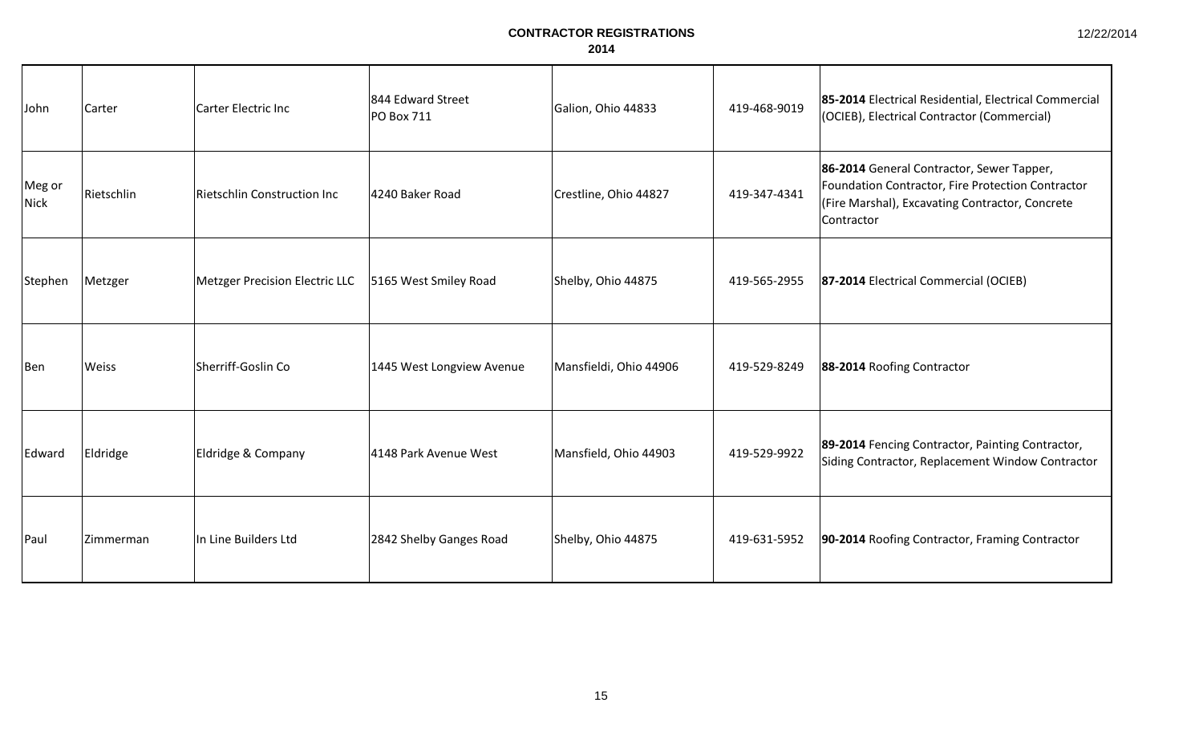**CONTRACTOR REGISTRATIONS**
**2014**

12/22/2014

| | | | | | | |
|---|---|---|---|---|---|---|
| John | Carter | Carter Electric Inc | 844 Edward Street PO Box 711 | Galion, Ohio 44833 | 419-468-9019 | **85-2014** Electrical Residential, Electrical Commercial (OCIEB), Electrical Contractor (Commercial) |
| Meg or Nick | Rietschlin | Rietschlin Construction Inc | 4240 Baker Road | Crestline, Ohio 44827 | 419-347-4341 | **86-2014** General Contractor, Sewer Tapper, Foundation Contractor, Fire Protection Contractor (Fire Marshal), Excavating Contractor, Concrete Contractor |
| Stephen | Metzger | Metzger Precision Electric LLC | 5165 West Smiley Road | Shelby, Ohio 44875 | 419-565-2955 | **87-2014** Electrical Commercial (OCIEB) |
| Ben | Weiss | Sherriff-Goslin Co | 1445 West Longview Avenue | Mansfieldi, Ohio 44906 | 419-529-8249 | **88-2014** Roofing Contractor |
| Edward | Eldridge | Eldridge & Company | 4148 Park Avenue West | Mansfield, Ohio 44903 | 419-529-9922 | **89-2014** Fencing Contractor, Painting Contractor, Siding Contractor, Replacement Window Contractor |
| Paul | Zimmerman | In Line Builders Ltd | 2842 Shelby Ganges Road | Shelby, Ohio 44875 | 419-631-5952 | **90-2014** Roofing Contractor, Framing Contractor |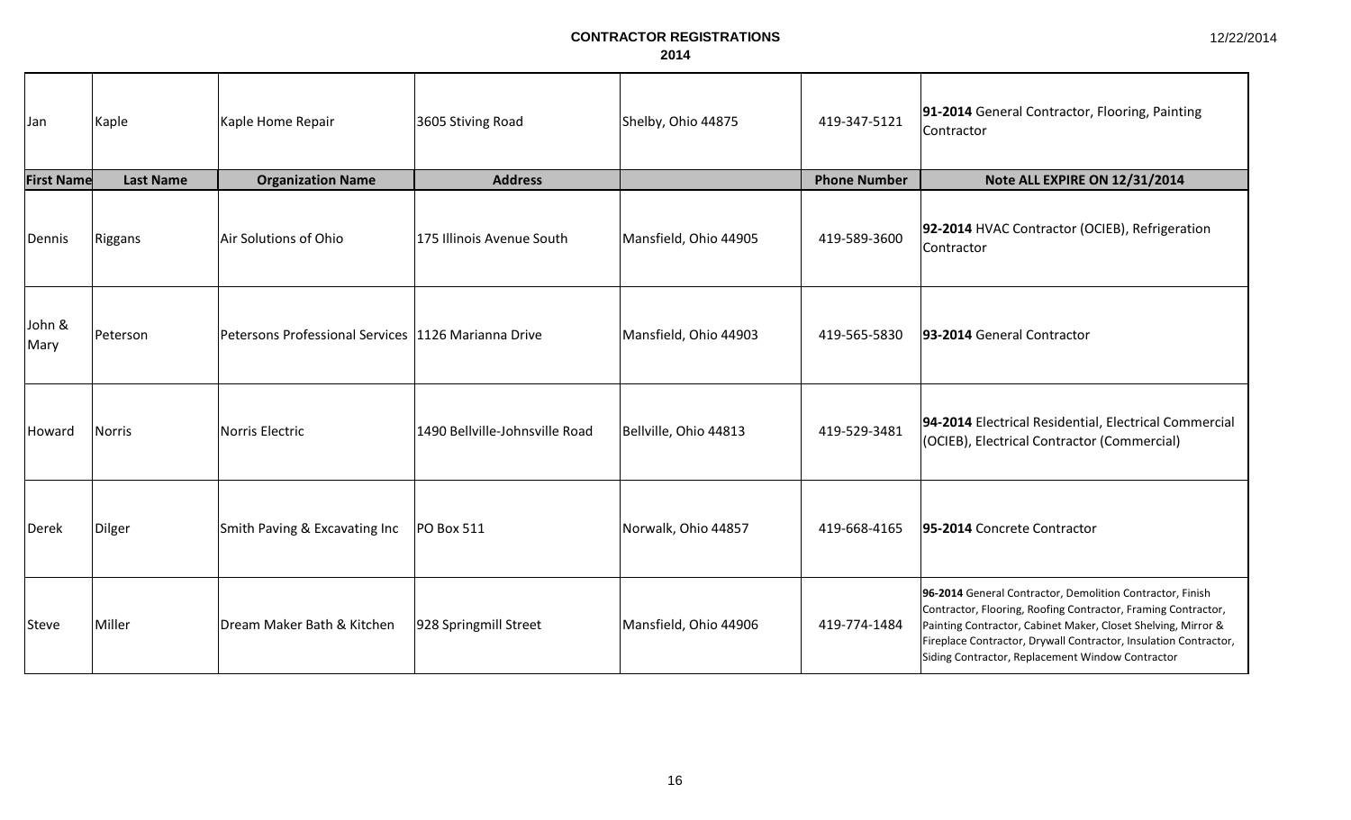# CONTRACTOR REGISTRATIONS
## 2014

| First Name | Last Name | Organization Name | Address | | Phone Number | Note ALL EXPIRE ON 12/31/2014 |
|---|---|---|---|---|---|---|
| Jan | Kaple | Kaple Home Repair | 3605 Stiving Road | Shelby, Ohio 44875 | 419-347-5121 | **91-2014** General Contractor, Flooring, Painting Contractor |
| Dennis | Riggans | Air Solutions of Ohio | 175 Illinois Avenue South | Mansfield, Ohio 44905 | 419-589-3600 | **92-2014** HVAC Contractor (OCIEB), Refrigeration Contractor |
| John & Mary | Peterson | Petersons Professional Services | 1126 Marianna Drive | Mansfield, Ohio 44903 | 419-565-5830 | **93-2014** General Contractor |
| Howard | Norris | Norris Electric | 1490 Bellville-Johnsville Road | Bellville, Ohio 44813 | 419-529-3481 | **94-2014** Electrical Residential, Electrical Commercial (OCIEB), Electrical Contractor (Commercial) |
| Derek | Dilger | Smith Paving & Excavating Inc | PO Box 511 | Norwalk, Ohio 44857 | 419-668-4165 | **95-2014** Concrete Contractor |
| Steve | Miller | Dream Maker Bath & Kitchen | 928 Springmill Street | Mansfield, Ohio 44906 | 419-774-1484 | **96-2014** General Contractor, Demolition Contractor, Finish Contractor, Flooring, Roofing Contractor, Framing Contractor, Painting Contractor, Cabinet Maker, Closet Shelving, Mirror & Fireplace Contractor, Drywall Contractor, Insulation Contractor, Siding Contractor, Replacement Window Contractor |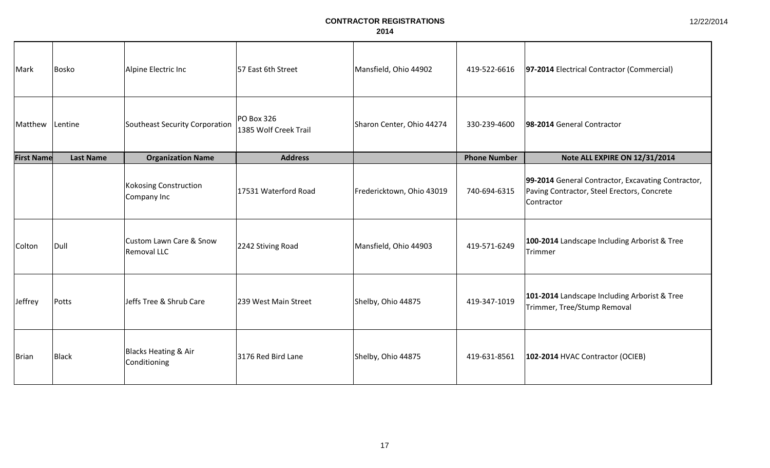# CONTRACTOR REGISTRATIONS
## 2014

| First Name | Last Name | Organization Name | Address | | Phone Number | Note ALL EXPIRE ON 12/31/2014 |
|---|---|---|---|---|---|---|
| Mark | Bosko | Alpine Electric Inc | 57 East 6th Street | Mansfield, Ohio 44902 | 419-522-6616 | **97-2014** Electrical Contractor (Commercial) |
| Matthew | Lentine | Southeast Security Corporation | PO Box 326 1385 Wolf Creek Trail | Sharon Center, Ohio 44274 | 330-239-4600 | **98-2014** General Contractor |
| | | Kokosing Construction Company Inc | 17531 Waterford Road | Fredericktown, Ohio 43019 | 740-694-6315 | **99-2014** General Contractor, Excavating Contractor, Paving Contractor, Steel Erectors, Concrete Contractor |
| Colton | Dull | Custom Lawn Care & Snow Removal LLC | 2242 Stiving Road | Mansfield, Ohio 44903 | 419-571-6249 | **100-2014** Landscape Including Arborist & Tree Trimmer |
| Jeffrey | Potts | Jeffs Tree & Shrub Care | 239 West Main Street | Shelby, Ohio 44875 | 419-347-1019 | **101-2014** Landscape Including Arborist & Tree Trimmer, Tree/Stump Removal |
| Brian | Black | Blacks Heating & Air Conditioning | 3176 Red Bird Lane | Shelby, Ohio 44875 | 419-631-8561 | **102-2014** HVAC Contractor (OCIEB) |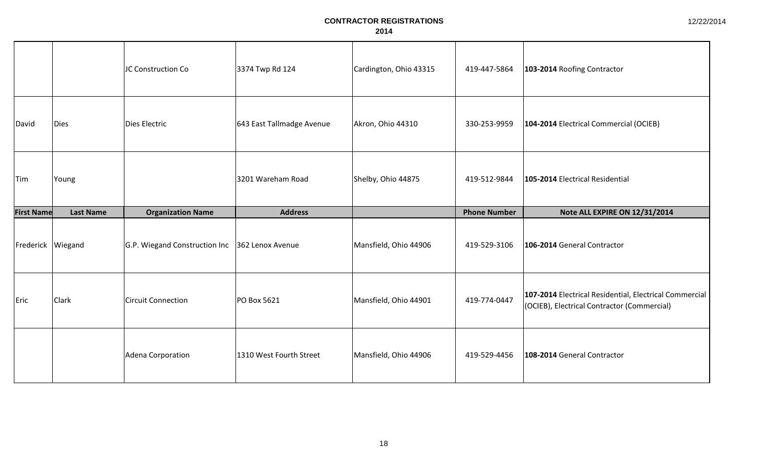**CONTRACTOR REGISTRATIONS**
**2014**

| First Name | Last Name | Organization Name | Address | | Phone Number | Note ALL EXPIRE ON 12/31/2014 |
|---|---|---|---|---|---|---|
| | | JC Construction Co | 3374 Twp Rd 124 | Cardington, Ohio 43315 | 419-447-5864 | **103-2014** Roofing Contractor |
| David | Dies | Dies Electric | 643 East Tallmadge Avenue | Akron, Ohio 44310 | 330-253-9959 | **104-2014** Electrical Commercial (OCIEB) |
| Tim | Young | | 3201 Wareham Road | Shelby, Ohio 44875 | 419-512-9844 | **105-2014** Electrical Residential |
| Frederick | Wiegand | G.P. Wiegand Construction Inc | 362 Lenox Avenue | Mansfield, Ohio 44906 | 419-529-3106 | **106-2014** General Contractor |
| Eric | Clark | Circuit Connection | PO Box 5621 | Mansfield, Ohio 44901 | 419-774-0447 | **107-2014** Electrical Residential, Electrical Commercial (OCIEB), Electrical Contractor (Commercial) |
| | | Adena Corporation | 1310 West Fourth Street | Mansfield, Ohio 44906 | 419-529-4456 | **108-2014** General Contractor |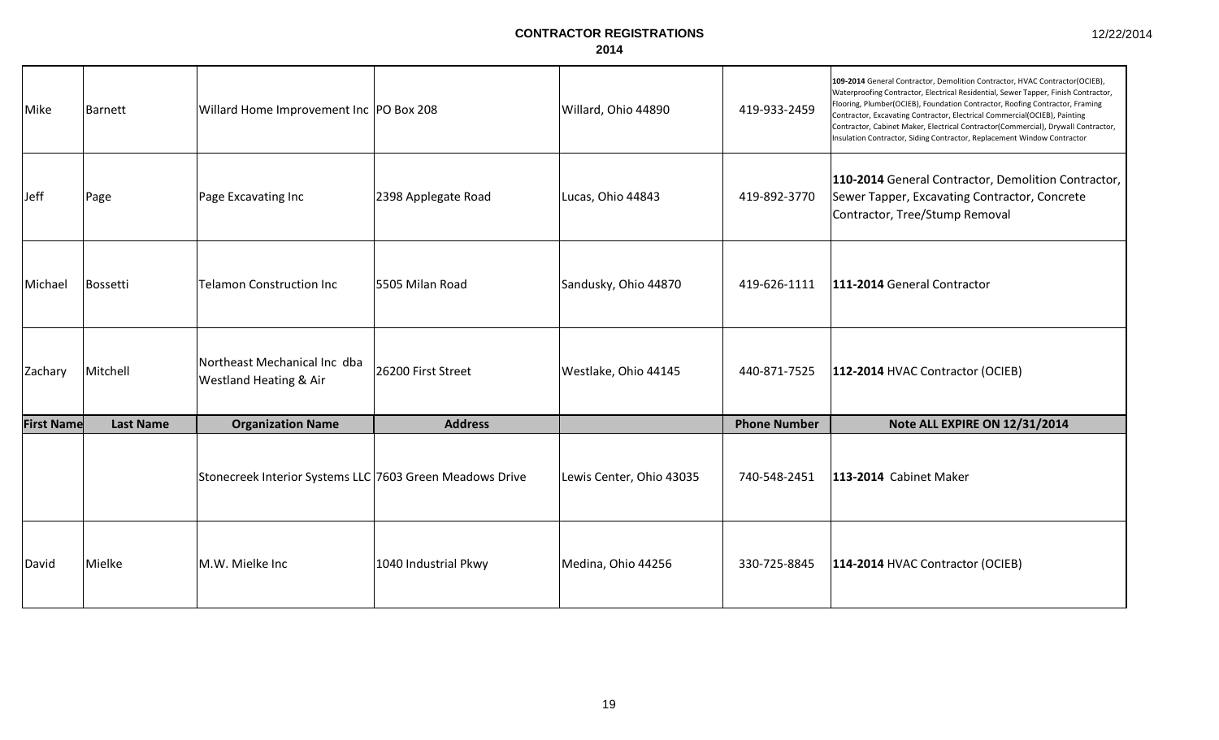# CONTRACTOR REGISTRATIONS

## 2014

| First Name | Last Name | Organization Name | Address | | Phone Number | Note ALL EXPIRE ON 12/31/2014 |
|---|---|---|---|---|---|---|
| Mike | Barnett | Willard Home Improvement Inc | PO Box 208 | Willard, Ohio 44890 | 419-933-2459 | **109-2014** General Contractor, Demolition Contractor, HVAC Contractor(OCIEB), Waterproofing Contractor, Electrical Residential, Sewer Tapper, Finish Contractor, Flooring, Plumber(OCIEB), Foundation Contractor, Roofing Contractor, Framing Contractor, Excavating Contractor, Electrical Commercial(OCIEB), Painting Contractor, Cabinet Maker, Electrical Contractor(Commercial), Drywall Contractor, Insulation Contractor, Siding Contractor, Replacement Window Contractor |
| Jeff | Page | Page Excavating Inc | 2398 Applegate Road | Lucas, Ohio 44843 | 419-892-3770 | **110-2014** General Contractor, Demolition Contractor, Sewer Tapper, Excavating Contractor, Concrete Contractor, Tree/Stump Removal |
| Michael | Bossetti | Telamon Construction Inc | 5505 Milan Road | Sandusky, Ohio 44870 | 419-626-1111 | **111-2014** General Contractor |
| Zachary | Mitchell | Northeast Mechanical Inc dba Westland Heating & Air | 26200 First Street | Westlake, Ohio 44145 | 440-871-7525 | **112-2014** HVAC Contractor (OCIEB) |
| | | Stonecreek Interior Systems LLC | 7603 Green Meadows Drive | Lewis Center, Ohio 43035 | 740-548-2451 | **113-2014** Cabinet Maker |
| David | Mielke | M.W. Mielke Inc | 1040 Industrial Pkwy | Medina, Ohio 44256 | 330-725-8845 | **114-2014** HVAC Contractor (OCIEB) |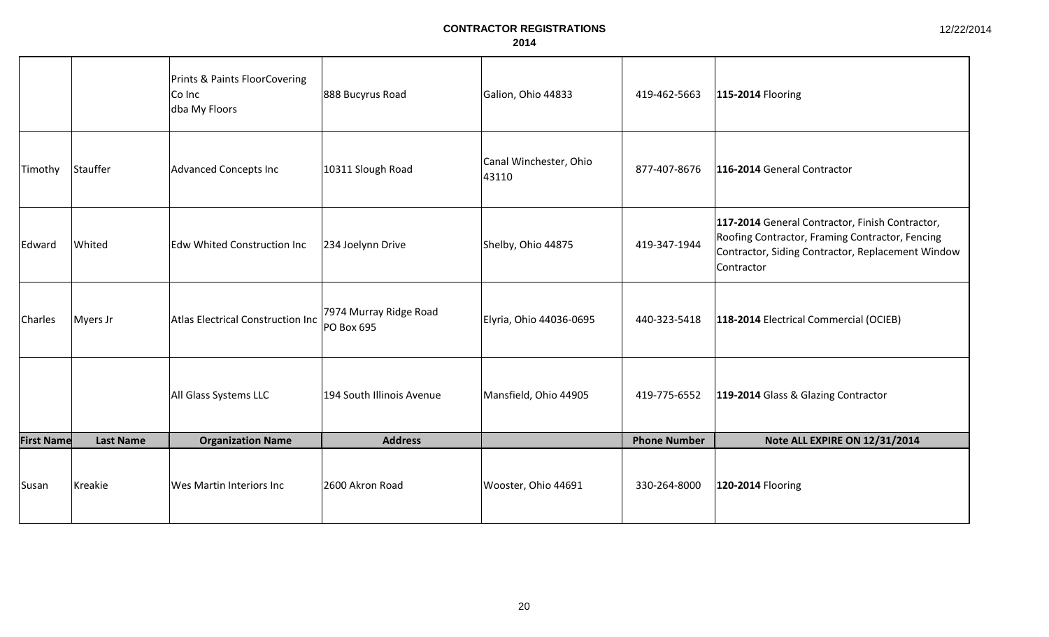# CONTRACTOR REGISTRATIONS

## 2014

| First Name | Last Name | Organization Name | Address | | Phone Number | Note ALL EXPIRE ON 12/31/2014 |
|---|---|---|---|---|---|---|
| | | Prints & Paints FloorCovering Co Inc dba My Floors | 888 Bucyrus Road | Galion, Ohio 44833 | 419-462-5663 | **115-2014** Flooring |
| Timothy | Stauffer | Advanced Concepts Inc | 10311 Slough Road | Canal Winchester, Ohio 43110 | 877-407-8676 | **116-2014** General Contractor |
| Edward | Whited | Edw Whited Construction Inc | 234 Joelynn Drive | Shelby, Ohio 44875 | 419-347-1944 | **117-2014** General Contractor, Finish Contractor, Roofing Contractor, Framing Contractor, Fencing Contractor, Siding Contractor, Replacement Window Contractor |
| Charles | Myers Jr | Atlas Electrical Construction Inc | 7974 Murray Ridge Road PO Box 695 | Elyria, Ohio 44036-0695 | 440-323-5418 | **118-2014** Electrical Commercial (OCIEB) |
| | | All Glass Systems LLC | 194 South Illinois Avenue | Mansfield, Ohio 44905 | 419-775-6552 | **119-2014** Glass & Glazing Contractor |
| Susan | Kreakie | Wes Martin Interiors Inc | 2600 Akron Road | Wooster, Ohio 44691 | 330-264-8000 | **120-2014** Flooring |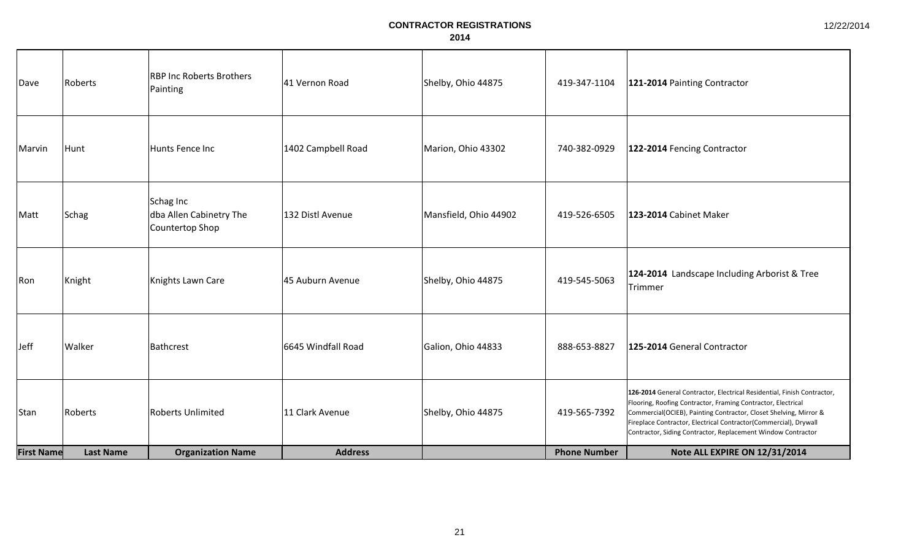# CONTRACTOR REGISTRATIONS
## 2014

| First Name | Last Name | Organization Name | Address | | Phone Number | Note ALL EXPIRE ON 12/31/2014 |
|---|---|---|---|---|---|---|
| Dave | Roberts | RBP Inc Roberts Brothers Painting | 41 Vernon Road | Shelby, Ohio 44875 | 419-347-1104 | **121-2014** Painting Contractor |
| Marvin | Hunt | Hunts Fence Inc | 1402 Campbell Road | Marion, Ohio 43302 | 740-382-0929 | **122-2014** Fencing Contractor |
| Matt | Schag | Schag Inc dba Allen Cabinetry The Countertop Shop | 132 Distl Avenue | Mansfield, Ohio 44902 | 419-526-6505 | **123-2014** Cabinet Maker |
| Ron | Knight | Knights Lawn Care | 45 Auburn Avenue | Shelby, Ohio 44875 | 419-545-5063 | **124-2014** Landscape Including Arborist & Tree Trimmer |
| Jeff | Walker | Bathcrest | 6645 Windfall Road | Galion, Ohio 44833 | 888-653-8827 | **125-2014** General Contractor |
| Stan | Roberts | Roberts Unlimited | 11 Clark Avenue | Shelby, Ohio 44875 | 419-565-7392 | **126-2014** General Contractor, Electrical Residential, Finish Contractor, Flooring, Roofing Contractor, Framing Contractor, Electrical Commercial(OCIEB), Painting Contractor, Closet Shelving, Mirror & Fireplace Contractor, Electrical Contractor(Commercial), Drywall Contractor, Siding Contractor, Replacement Window Contractor |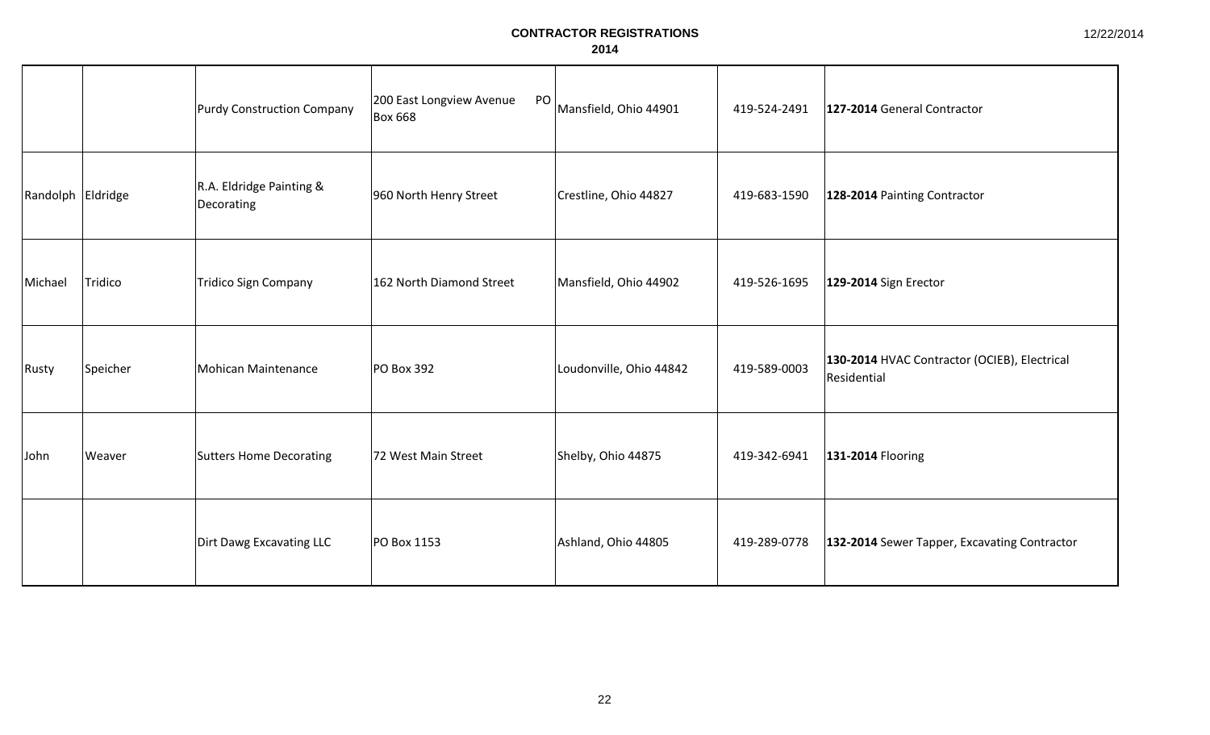# CONTRACTOR REGISTRATIONS

## 2014

| | | | | | | |
|---|---|---|---|---|---|---|
| | | Purdy Construction Company | 200 East Longview Avenue PO Box 668 | Mansfield, Ohio 44901 | 419-524-2491 | **127-2014** General Contractor |
| Randolph | Eldridge | R.A. Eldridge Painting & Decorating | 960 North Henry Street | Crestline, Ohio 44827 | 419-683-1590 | **128-2014** Painting Contractor |
| Michael | Tridico | Tridico Sign Company | 162 North Diamond Street | Mansfield, Ohio 44902 | 419-526-1695 | **129-2014** Sign Erector |
| Rusty | Speicher | Mohican Maintenance | PO Box 392 | Loudonville, Ohio 44842 | 419-589-0003 | **130-2014** HVAC Contractor (OCIEB), Electrical Residential |
| John | Weaver | Sutters Home Decorating | 72 West Main Street | Shelby, Ohio 44875 | 419-342-6941 | **131-2014** Flooring |
| | | Dirt Dawg Excavating LLC | PO Box 1153 | Ashland, Ohio 44805 | 419-289-0778 | **132-2014** Sewer Tapper, Excavating Contractor |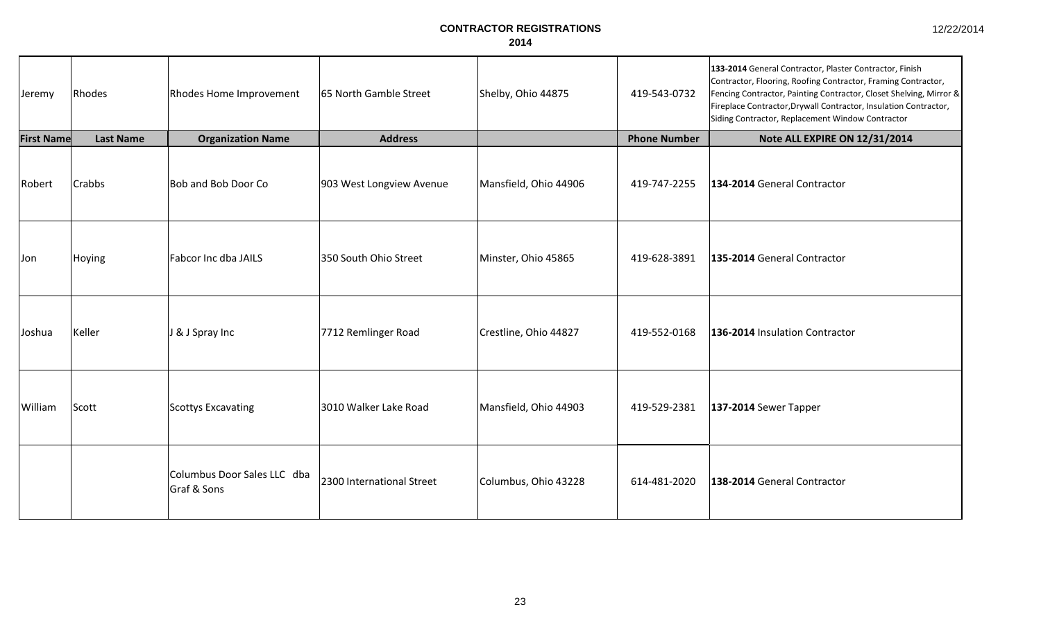**CONTRACTOR REGISTRATIONS**
**2014**

12/22/2014

| First Name | Last Name | Organization Name | Address | | Phone Number | Note ALL EXPIRE ON 12/31/2014 |
|---|---|---|---|---|---|---|
| Jeremy | Rhodes | Rhodes Home Improvement | 65 North Gamble Street | Shelby, Ohio 44875 | 419-543-0732 | **133-2014** General Contractor, Plaster Contractor, Finish Contractor, Flooring, Roofing Contractor, Framing Contractor, Fencing Contractor, Painting Contractor, Closet Shelving, Mirror & Fireplace Contractor,Drywall Contractor, Insulation Contractor, Siding Contractor, Replacement Window Contractor |
| Robert | Crabbs | Bob and Bob Door Co | 903 West Longview Avenue | Mansfield, Ohio 44906 | 419-747-2255 | **134-2014** General Contractor |
| Jon | Hoying | Fabcor Inc dba JAILS | 350 South Ohio Street | Minster, Ohio 45865 | 419-628-3891 | **135-2014** General Contractor |
| Joshua | Keller | J & J Spray Inc | 7712 Remlinger Road | Crestline, Ohio 44827 | 419-552-0168 | **136-2014** Insulation Contractor |
| William | Scott | Scottys Excavating | 3010 Walker Lake Road | Mansfield, Ohio 44903 | 419-529-2381 | **137-2014** Sewer Tapper |
| | | Columbus Door Sales LLC dba Graf & Sons | 2300 International Street | Columbus, Ohio 43228 | 614-481-2020 | **138-2014** General Contractor |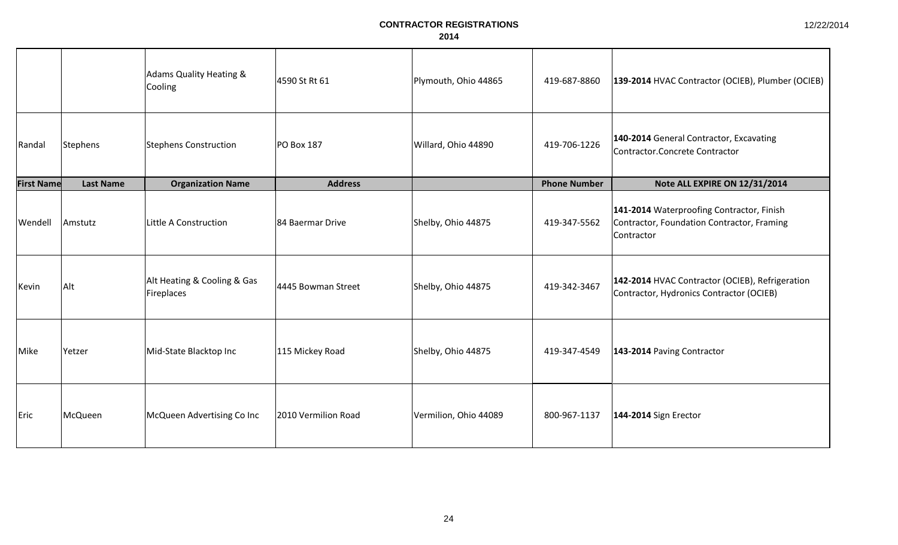# CONTRACTOR REGISTRATIONS
## 2014

| First Name | Last Name | Organization Name | Address | | Phone Number | Note ALL EXPIRE ON 12/31/2014 |
|---|---|---|---|---|---|---|
| | | Adams Quality Heating & Cooling | 4590 St Rt 61 | Plymouth, Ohio 44865 | 419-687-8860 | **139-2014** HVAC Contractor (OCIEB), Plumber (OCIEB) |
| Randal | Stephens | Stephens Construction | PO Box 187 | Willard, Ohio 44890 | 419-706-1226 | **140-2014** General Contractor, Excavating Contractor.Concrete Contractor |
| Wendell | Amstutz | Little A Construction | 84 Baermar Drive | Shelby, Ohio 44875 | 419-347-5562 | **141-2014** Waterproofing Contractor, Finish Contractor, Foundation Contractor, Framing Contractor |
| Kevin | Alt | Alt Heating & Cooling & Gas Fireplaces | 4445 Bowman Street | Shelby, Ohio 44875 | 419-342-3467 | **142-2014** HVAC Contractor (OCIEB), Refrigeration Contractor, Hydronics Contractor (OCIEB) |
| Mike | Yetzer | Mid-State Blacktop Inc | 115 Mickey Road | Shelby, Ohio 44875 | 419-347-4549 | **143-2014** Paving Contractor |
| Eric | McQueen | McQueen Advertising Co Inc | 2010 Vermilion Road | Vermilion, Ohio 44089 | 800-967-1137 | **144-2014** Sign Erector |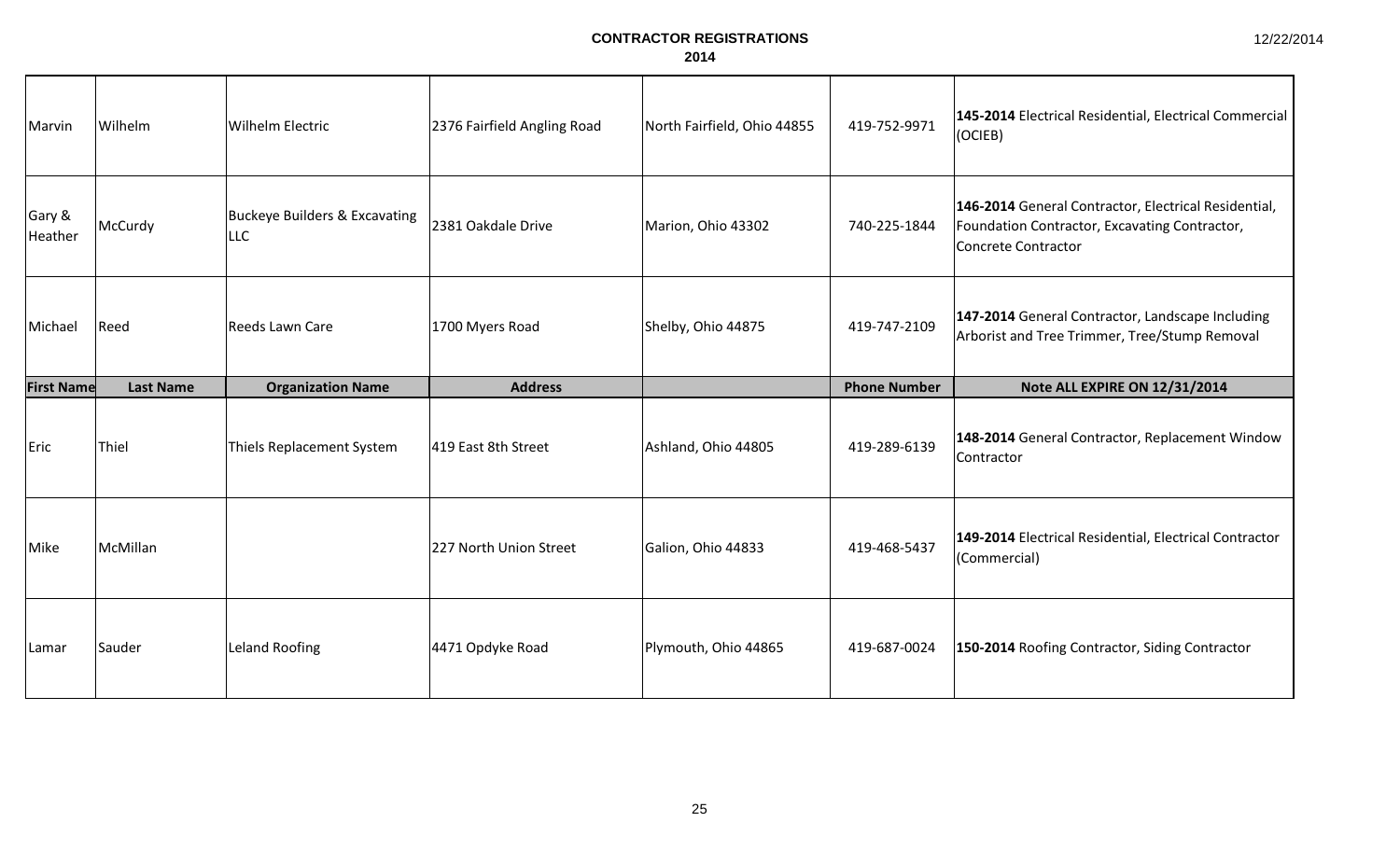# CONTRACTOR REGISTRATIONS
## 2014

| First Name | Last Name | Organization Name | Address | | Phone Number | Note ALL EXPIRE ON 12/31/2014 |
|---|---|---|---|---|---|---|
| Marvin | Wilhelm | Wilhelm Electric | 2376 Fairfield Angling Road | North Fairfield, Ohio 44855 | 419-752-9971 | **145-2014** Electrical Residential, Electrical Commercial (OCIEB) |
| Gary & Heather | McCurdy | Buckeye Builders & Excavating LLC | 2381 Oakdale Drive | Marion, Ohio 43302 | 740-225-1844 | **146-2014** General Contractor, Electrical Residential, Foundation Contractor, Excavating Contractor, Concrete Contractor |
| Michael | Reed | Reeds Lawn Care | 1700 Myers Road | Shelby, Ohio 44875 | 419-747-2109 | **147-2014** General Contractor, Landscape Including Arborist and Tree Trimmer, Tree/Stump Removal |
| Eric | Thiel | Thiels Replacement System | 419 East 8th Street | Ashland, Ohio 44805 | 419-289-6139 | **148-2014** General Contractor, Replacement Window Contractor |
| Mike | McMillan | | 227 North Union Street | Galion, Ohio 44833 | 419-468-5437 | **149-2014** Electrical Residential, Electrical Contractor (Commercial) |
| Lamar | Sauder | Leland Roofing | 4471 Opdyke Road | Plymouth, Ohio 44865 | 419-687-0024 | **150-2014** Roofing Contractor, Siding Contractor |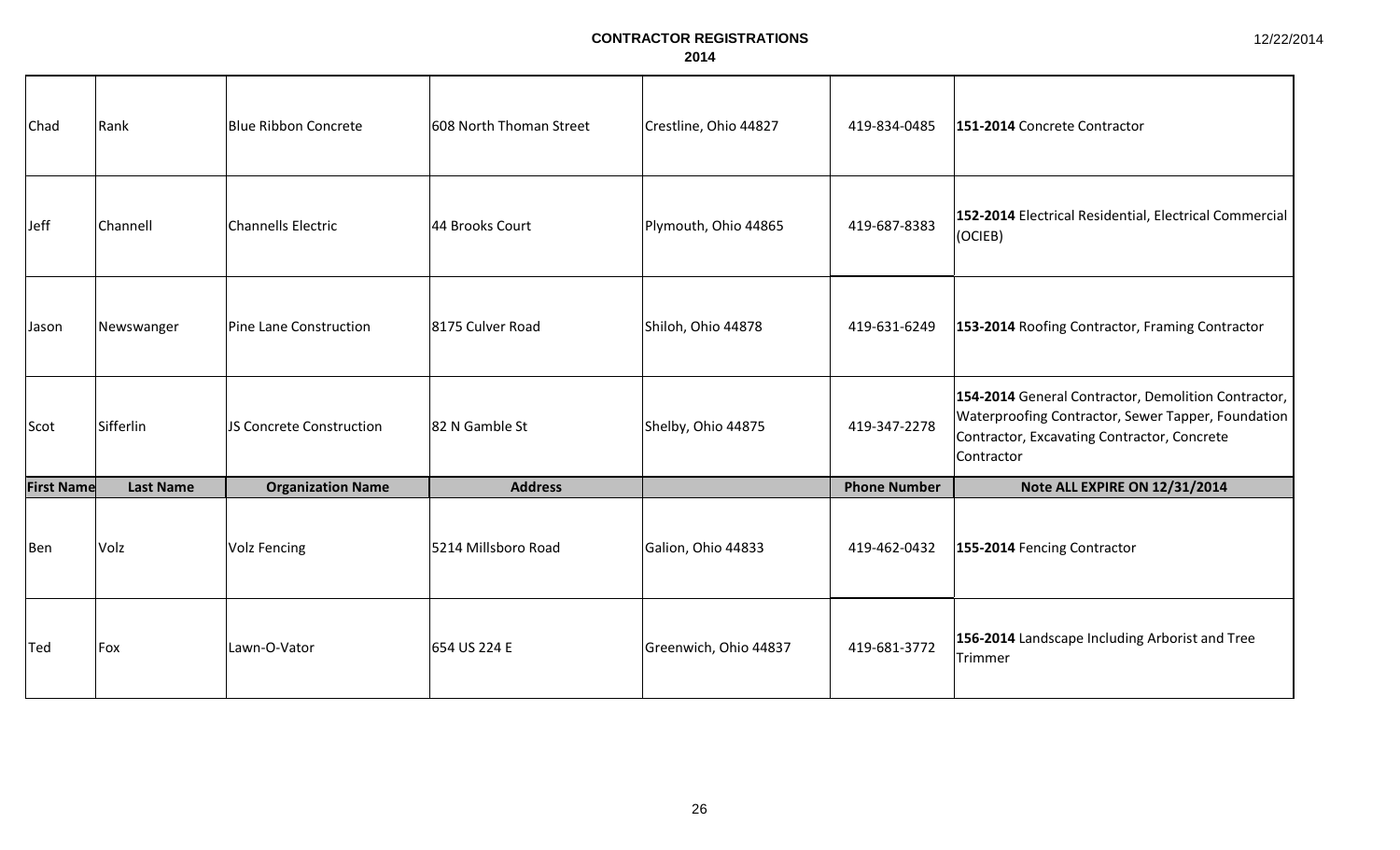# CONTRACTOR REGISTRATIONS
## 2014

| First Name | Last Name | Organization Name | Address | | Phone Number | Note ALL EXPIRE ON 12/31/2014 |
|---|---|---|---|---|---|---|
| Chad | Rank | Blue Ribbon Concrete | 608 North Thoman Street | Crestline, Ohio 44827 | 419-834-0485 | **151-2014** Concrete Contractor |
| Jeff | Channell | Channells Electric | 44 Brooks Court | Plymouth, Ohio 44865 | 419-687-8383 | **152-2014** Electrical Residential, Electrical Commercial (OCIEB) |
| Jason | Newswanger | Pine Lane Construction | 8175 Culver Road | Shiloh, Ohio 44878 | 419-631-6249 | **153-2014** Roofing Contractor, Framing Contractor |
| Scot | Sifferlin | JS Concrete Construction | 82 N Gamble St | Shelby, Ohio 44875 | 419-347-2278 | **154-2014** General Contractor, Demolition Contractor, Waterproofing Contractor, Sewer Tapper, Foundation Contractor, Excavating Contractor, Concrete Contractor |
| Ben | Volz | Volz Fencing | 5214 Millsboro Road | Galion, Ohio 44833 | 419-462-0432 | **155-2014** Fencing Contractor |
| Ted | Fox | Lawn-O-Vator | 654 US 224 E | Greenwich, Ohio 44837 | 419-681-3772 | **156-2014** Landscape Including Arborist and Tree Trimmer |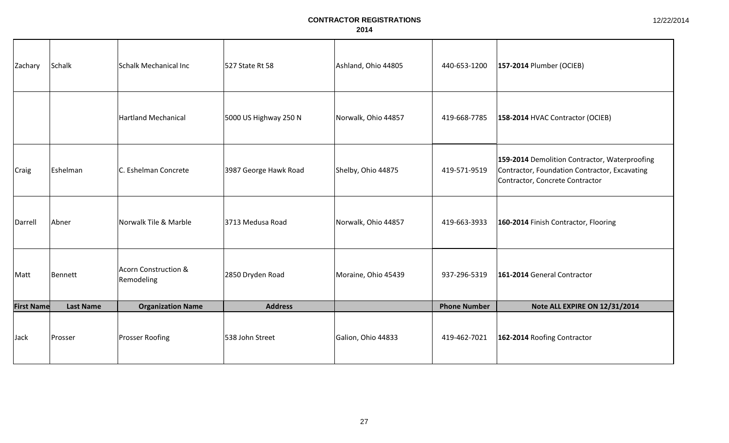# CONTRACTOR REGISTRATIONS
## 2014

| First Name | Last Name | Organization Name | Address | | Phone Number | Note ALL EXPIRE ON 12/31/2014 |
|---|---|---|---|---|---|---|
| Zachary | Schalk | Schalk Mechanical Inc | 527 State Rt 58 | Ashland, Ohio 44805 | 440-653-1200 | **157-2014** Plumber (OCIEB) |
| | | Hartland Mechanical | 5000 US Highway 250 N | Norwalk, Ohio 44857 | 419-668-7785 | **158-2014** HVAC Contractor (OCIEB) |
| Craig | Eshelman | C. Eshelman Concrete | 3987 George Hawk Road | Shelby, Ohio 44875 | 419-571-9519 | **159-2014** Demolition Contractor, Waterproofing Contractor, Foundation Contractor, Excavating Contractor, Concrete Contractor |
| Darrell | Abner | Norwalk Tile & Marble | 3713 Medusa Road | Norwalk, Ohio 44857 | 419-663-3933 | **160-2014** Finish Contractor, Flooring |
| Matt | Bennett | Acorn Construction & Remodeling | 2850 Dryden Road | Moraine, Ohio 45439 | 937-296-5319 | **161-2014** General Contractor |
| Jack | Prosser | Prosser Roofing | 538 John Street | Galion, Ohio 44833 | 419-462-7021 | **162-2014** Roofing Contractor |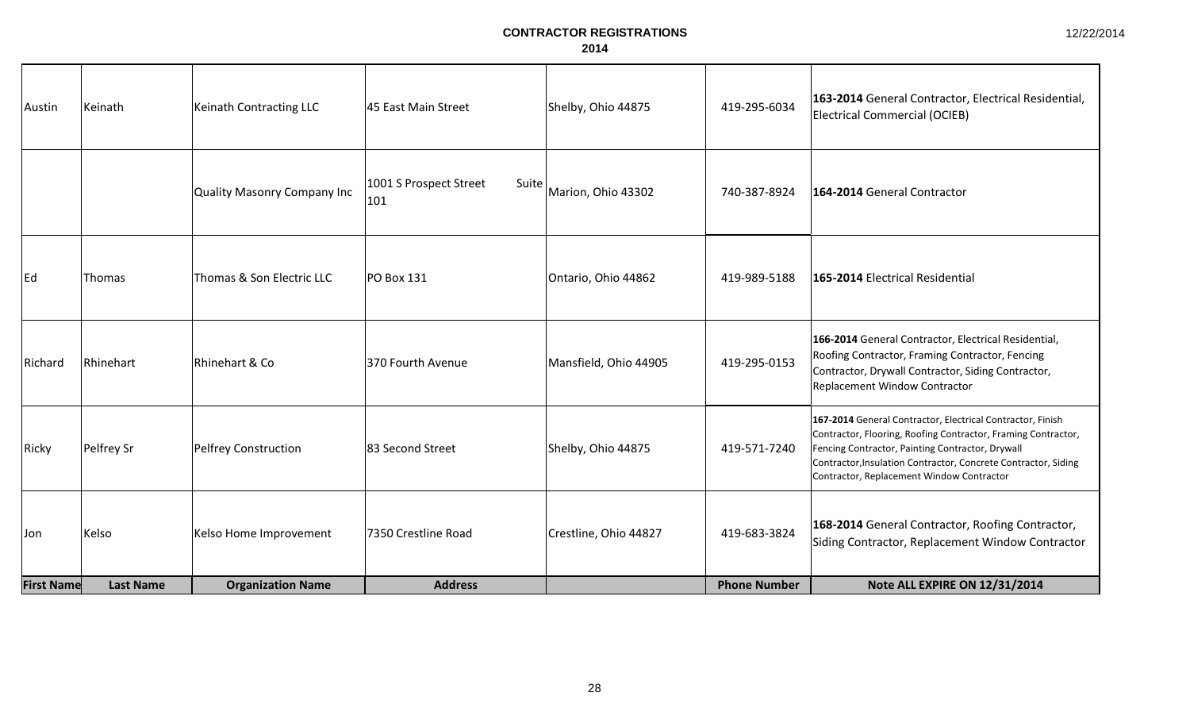**CONTRACTOR REGISTRATIONS**

**2014**

| First Name | Last Name | Organization Name | Address | | Phone Number | Note ALL EXPIRE ON 12/31/2014 |
|---|---|---|---|---|---|---|
| Austin | Keinath | Keinath Contracting LLC | 45 East Main Street | Shelby, Ohio 44875 | 419-295-6034 | **163-2014** General Contractor, Electrical Residential, Electrical Commercial (OCIEB) |
| | | Quality Masonry Company Inc | 1001 S Prospect Street Suite 101 | Marion, Ohio 43302 | 740-387-8924 | **164-2014** General Contractor |
| Ed | Thomas | Thomas & Son Electric LLC | PO Box 131 | Ontario, Ohio 44862 | 419-989-5188 | **165-2014** Electrical Residential |
| Richard | Rhinehart | Rhinehart & Co | 370 Fourth Avenue | Mansfield, Ohio 44905 | 419-295-0153 | **166-2014** General Contractor, Electrical Residential, Roofing Contractor, Framing Contractor, Fencing Contractor, Drywall Contractor, Siding Contractor, Replacement Window Contractor |
| Ricky | Pelfrey Sr | Pelfrey Construction | 83 Second Street | Shelby, Ohio 44875 | 419-571-7240 | **167-2014** General Contractor, Electrical Contractor, Finish Contractor, Flooring, Roofing Contractor, Framing Contractor, Fencing Contractor, Painting Contractor, Drywall Contractor,Insulation Contractor, Concrete Contractor, Siding Contractor, Replacement Window Contractor |
| Jon | Kelso | Kelso Home Improvement | 7350 Crestline Road | Crestline, Ohio 44827 | 419-683-3824 | **168-2014** General Contractor, Roofing Contractor, Siding Contractor, Replacement Window Contractor |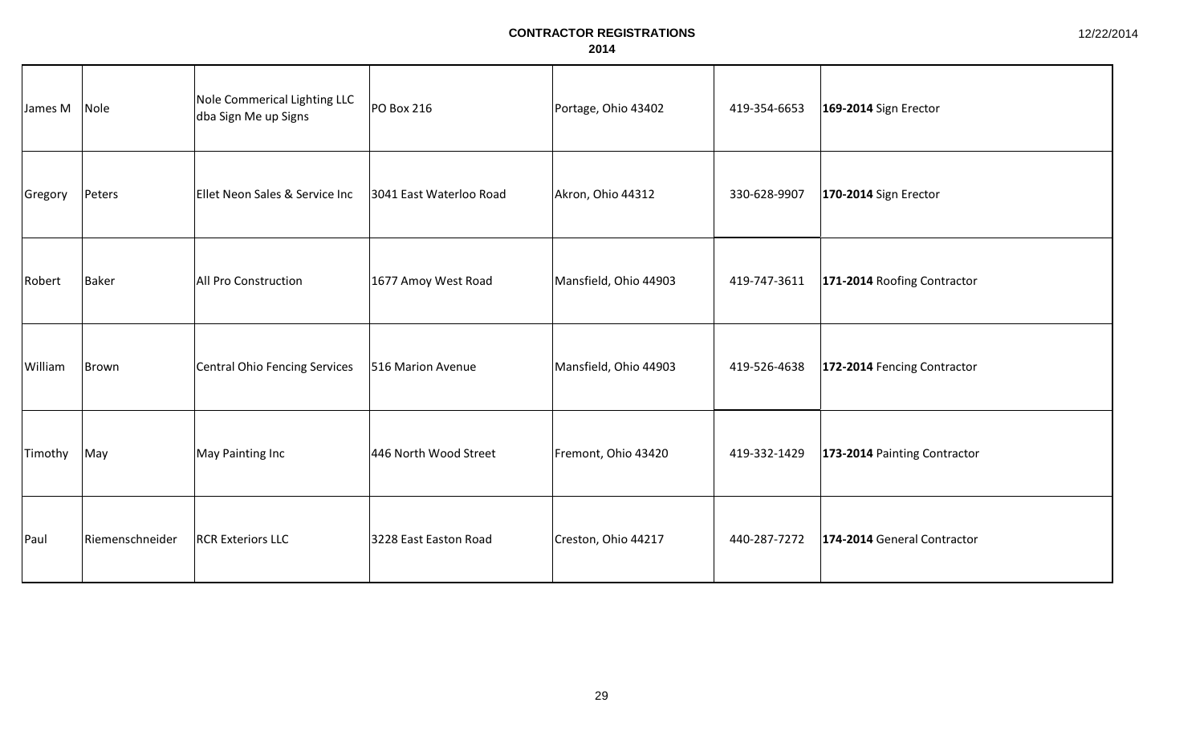**CONTRACTOR REGISTRATIONS**
**2014**

| | | | | | | |
|---|---|---|---|---|---|---|
| James M | Nole | Nole Commerical Lighting LLC dba Sign Me up Signs | PO Box 216 | Portage, Ohio 43402 | 419-354-6653 | **169-2014** Sign Erector |
| Gregory | Peters | Ellet Neon Sales & Service Inc | 3041 East Waterloo Road | Akron, Ohio 44312 | 330-628-9907 | **170-2014** Sign Erector |
| Robert | Baker | All Pro Construction | 1677 Amoy West Road | Mansfield, Ohio 44903 | 419-747-3611 | **171-2014** Roofing Contractor |
| William | Brown | Central Ohio Fencing Services | 516 Marion Avenue | Mansfield, Ohio 44903 | 419-526-4638 | **172-2014** Fencing Contractor |
| Timothy | May | May Painting Inc | 446 North Wood Street | Fremont, Ohio 43420 | 419-332-1429 | **173-2014** Painting Contractor |
| Paul | Riemenschneider | RCR Exteriors LLC | 3228 East Easton Road | Creston, Ohio 44217 | 440-287-7272 | **174-2014** General Contractor |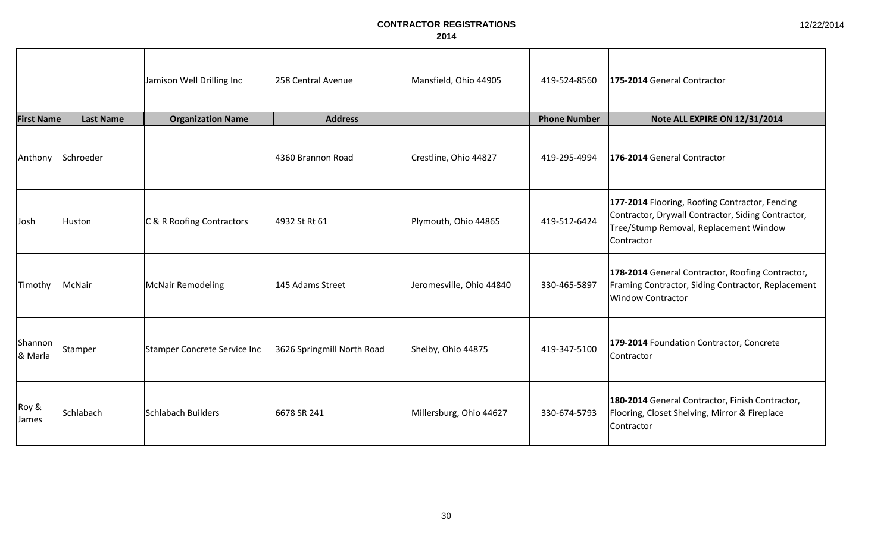# CONTRACTOR REGISTRATIONS
## 2014

| First Name | Last Name | Organization Name | Address | | Phone Number | Note ALL EXPIRE ON 12/31/2014 |
|---|---|---|---|---|---|---|
| | | Jamison Well Drilling Inc | 258 Central Avenue | Mansfield, Ohio 44905 | 419-524-8560 | **175-2014** General Contractor |
| Anthony | Schroeder | | 4360 Brannon Road | Crestline, Ohio 44827 | 419-295-4994 | **176-2014** General Contractor |
| Josh | Huston | C & R Roofing Contractors | 4932 St Rt 61 | Plymouth, Ohio 44865 | 419-512-6424 | **177-2014** Flooring, Roofing Contractor, Fencing Contractor, Drywall Contractor, Siding Contractor, Tree/Stump Removal, Replacement Window Contractor |
| Timothy | McNair | McNair Remodeling | 145 Adams Street | Jeromesville, Ohio 44840 | 330-465-5897 | **178-2014** General Contractor, Roofing Contractor, Framing Contractor, Siding Contractor, Replacement Window Contractor |
| Shannon & Marla | Stamper | Stamper Concrete Service Inc | 3626 Springmill North Road | Shelby, Ohio 44875 | 419-347-5100 | **179-2014** Foundation Contractor, Concrete Contractor |
| Roy & James | Schlabach | Schlabach Builders | 6678 SR 241 | Millersburg, Ohio 44627 | 330-674-5793 | **180-2014** General Contractor, Finish Contractor, Flooring, Closet Shelving, Mirror & Fireplace Contractor |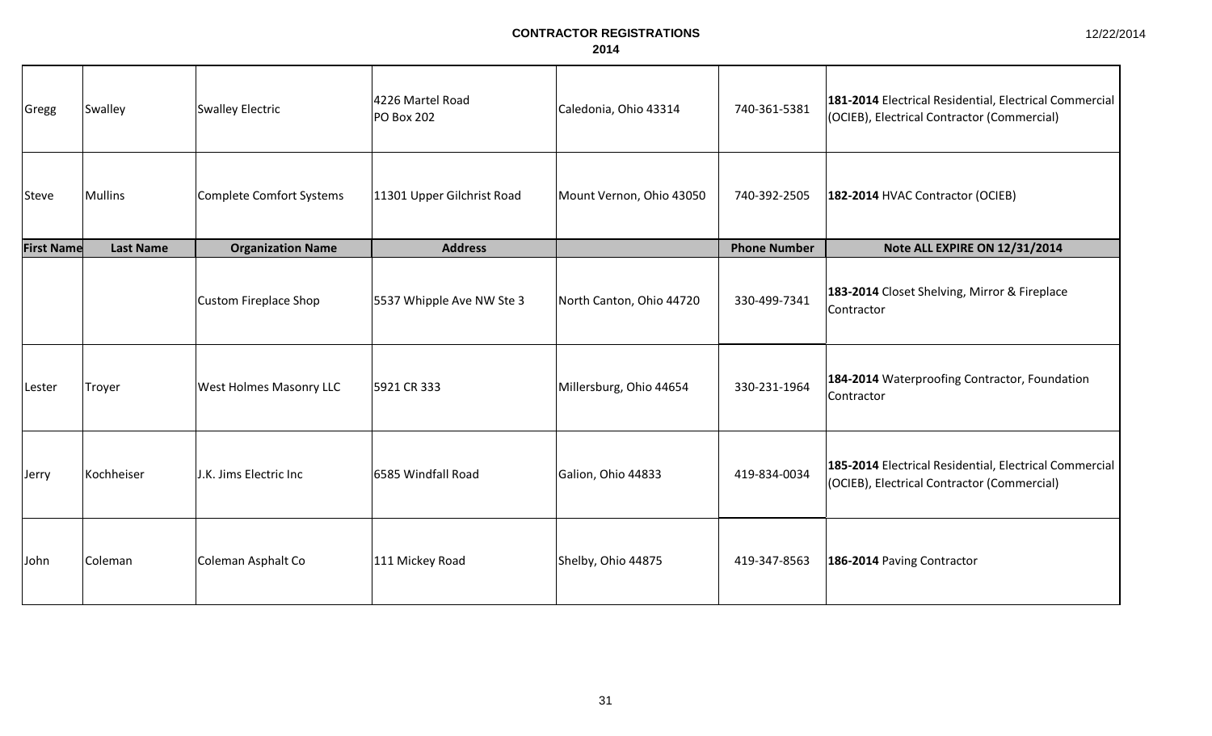**CONTRACTOR REGISTRATIONS**
**2014**

| First Name | Last Name | Organization Name | Address | | Phone Number | Note ALL EXPIRE ON 12/31/2014 |
|---|---|---|---|---|---|---|
| Gregg | Swalley | Swalley Electric | 4226 Martel Road PO Box 202 | Caledonia, Ohio 43314 | 740-361-5381 | **181-2014** Electrical Residential, Electrical Commercial (OCIEB), Electrical Contractor (Commercial) |
| Steve | Mullins | Complete Comfort Systems | 11301 Upper Gilchrist Road | Mount Vernon, Ohio 43050 | 740-392-2505 | **182-2014** HVAC Contractor (OCIEB) |
| | | Custom Fireplace Shop | 5537 Whipple Ave NW Ste 3 | North Canton, Ohio 44720 | 330-499-7341 | **183-2014** Closet Shelving, Mirror & Fireplace Contractor |
| Lester | Troyer | West Holmes Masonry LLC | 5921 CR 333 | Millersburg, Ohio 44654 | 330-231-1964 | **184-2014** Waterproofing Contractor, Foundation Contractor |
| Jerry | Kochheiser | J.K. Jims Electric Inc | 6585 Windfall Road | Galion, Ohio 44833 | 419-834-0034 | **185-2014** Electrical Residential, Electrical Commercial (OCIEB), Electrical Contractor (Commercial) |
| John | Coleman | Coleman Asphalt Co | 111 Mickey Road | Shelby, Ohio 44875 | 419-347-8563 | **186-2014** Paving Contractor |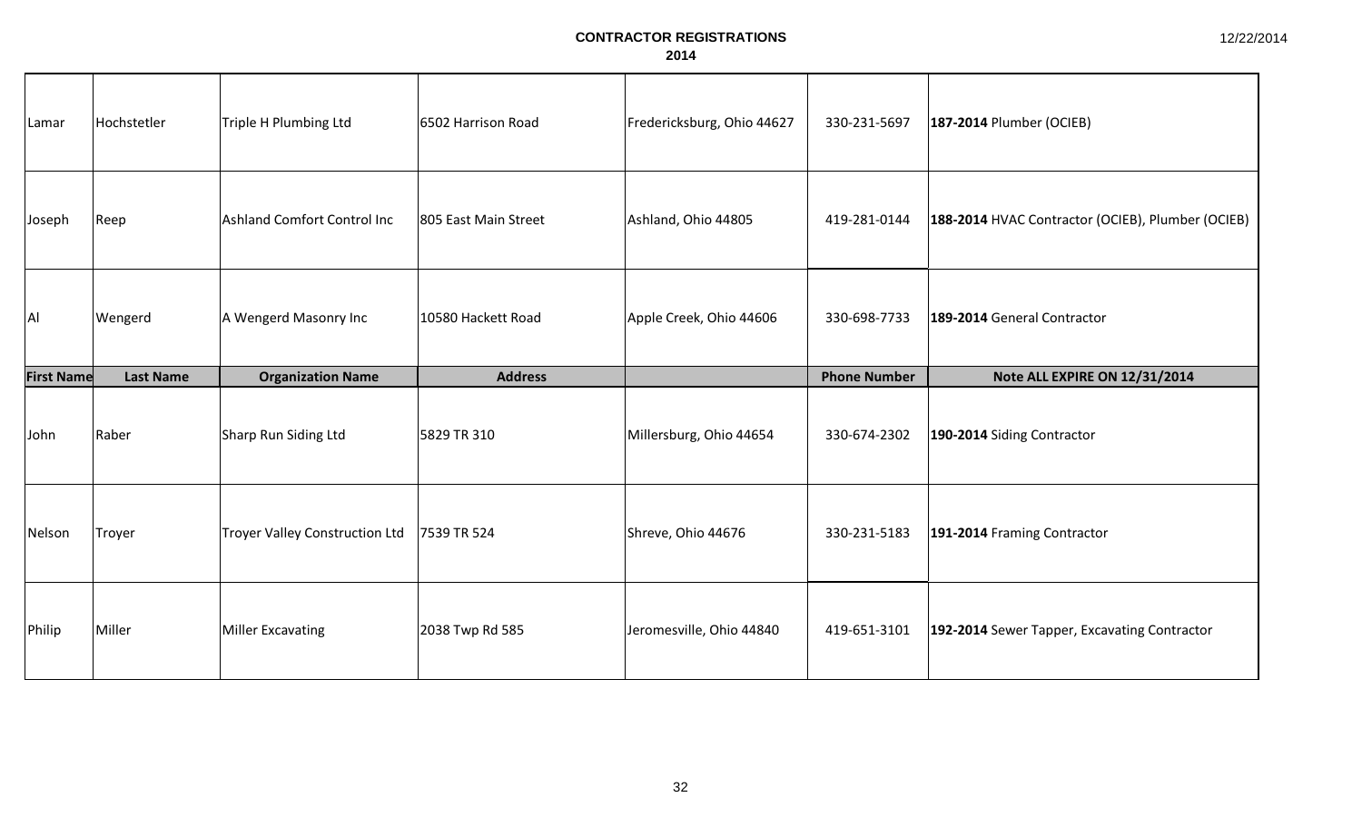**CONTRACTOR REGISTRATIONS**
**2014**

| First Name | Last Name | Organization Name | Address | | Phone Number | Note ALL EXPIRE ON 12/31/2014 |
|---|---|---|---|---|---|---|
| Lamar | Hochstetler | Triple H Plumbing Ltd | 6502 Harrison Road | Fredericksburg, Ohio 44627 | 330-231-5697 | **187-2014** Plumber (OCIEB) |
| Joseph | Reep | Ashland Comfort Control Inc | 805 East Main Street | Ashland, Ohio 44805 | 419-281-0144 | **188-2014** HVAC Contractor (OCIEB), Plumber (OCIEB) |
| Al | Wengerd | A Wengerd Masonry Inc | 10580 Hackett Road | Apple Creek, Ohio 44606 | 330-698-7733 | **189-2014** General Contractor |
| John | Raber | Sharp Run Siding Ltd | 5829 TR 310 | Millersburg, Ohio 44654 | 330-674-2302 | **190-2014** Siding Contractor |
| Nelson | Troyer | Troyer Valley Construction Ltd | 7539 TR 524 | Shreve, Ohio 44676 | 330-231-5183 | **191-2014** Framing Contractor |
| Philip | Miller | Miller Excavating | 2038 Twp Rd 585 | Jeromesville, Ohio 44840 | 419-651-3101 | **192-2014** Sewer Tapper, Excavating Contractor |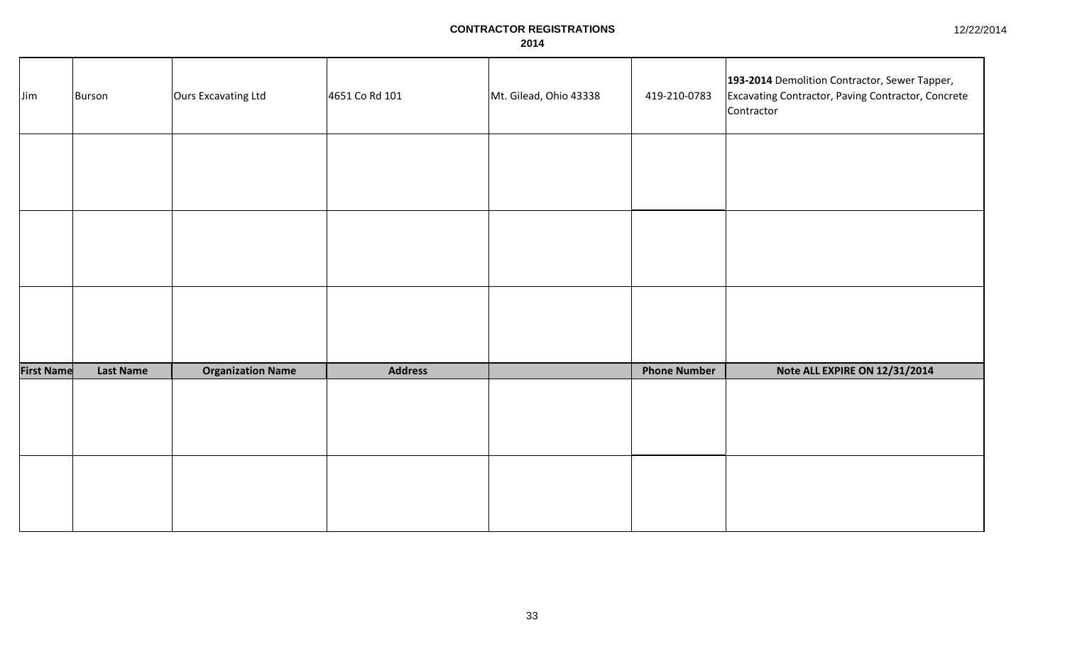**CONTRACTOR REGISTRATIONS**
**2014**

12/22/2014

| First Name | Last Name | Organization Name | Address | | Phone Number | Note ALL EXPIRE ON 12/31/2014 |
|---|---|---|---|---|---|---|
| Jim | Burson | Ours Excavating Ltd | 4651 Co Rd 101 | Mt. Gilead, Ohio 43338 | 419-210-0783 | **193-2014** Demolition Contractor, Sewer Tapper, Excavating Contractor, Paving Contractor, Concrete Contractor |
| | | | | | | |
| | | | | | | |
| | | | | | | |
| | | | | | | |
| | | | | | | |